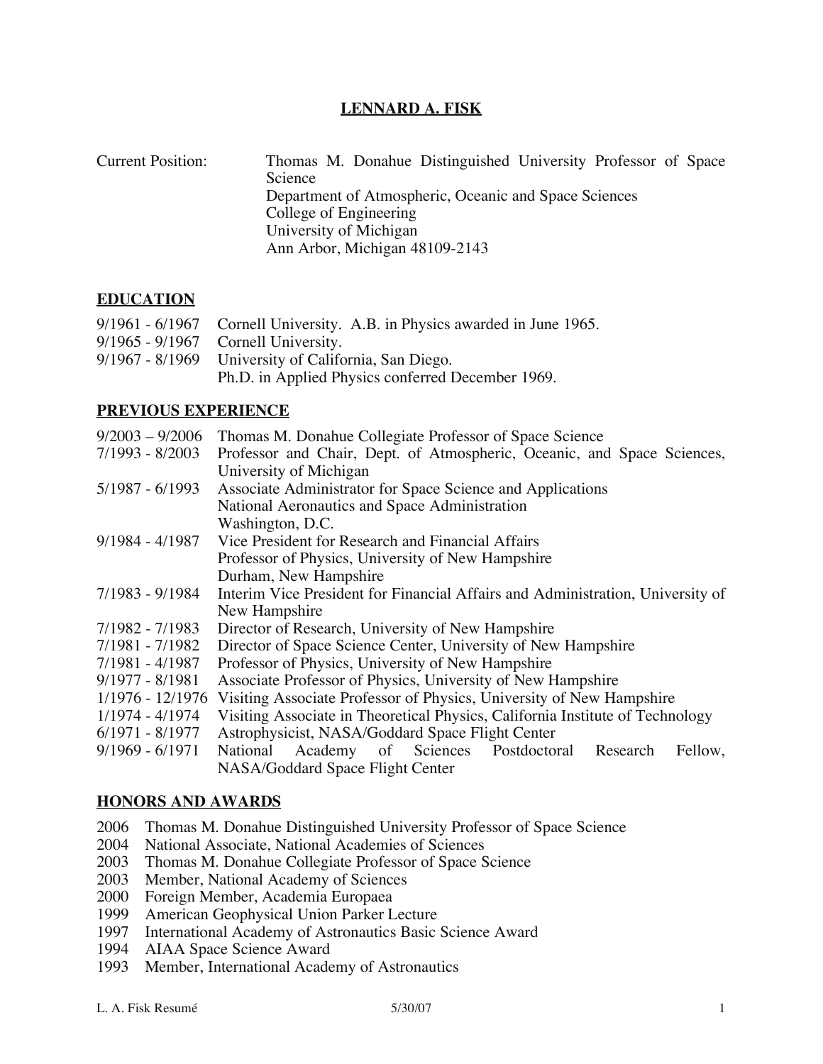# LENNARD A. FISK

Current Position: Thomas M. Donahue Distinguished University Professor of Space Science
Department of Atmospheric, Oceanic and Space Sciences
College of Engineering
University of Michigan
Ann Arbor, Michigan 48109-2143

## EDUCATION

9/1961 - 6/1967 Cornell University. A.B. in Physics awarded in June 1965.
9/1965 - 9/1967 Cornell University.
9/1967 - 8/1969 University of California, San Diego.
Ph.D. in Applied Physics conferred December 1969.

## PREVIOUS EXPERIENCE

9/2003 – 9/2006 Thomas M. Donahue Collegiate Professor of Space Science
7/1993 - 8/2003 Professor and Chair, Dept. of Atmospheric, Oceanic, and Space Sciences, University of Michigan
5/1987 - 6/1993 Associate Administrator for Space Science and Applications
National Aeronautics and Space Administration
Washington, D.C.
9/1984 - 4/1987 Vice President for Research and Financial Affairs
Professor of Physics, University of New Hampshire
Durham, New Hampshire
7/1983 - 9/1984 Interim Vice President for Financial Affairs and Administration, University of New Hampshire
7/1982 - 7/1983 Director of Research, University of New Hampshire
7/1981 - 7/1982 Director of Space Science Center, University of New Hampshire
7/1981 - 4/1987 Professor of Physics, University of New Hampshire
9/1977 - 8/1981 Associate Professor of Physics, University of New Hampshire
1/1976 - 12/1976 Visiting Associate Professor of Physics, University of New Hampshire
1/1974 - 4/1974 Visiting Associate in Theoretical Physics, California Institute of Technology
6/1971 - 8/1977 Astrophysicist, NASA/Goddard Space Flight Center
9/1969 - 6/1971 National Academy of Sciences Postdoctoral Research Fellow, NASA/Goddard Space Flight Center

## HONORS AND AWARDS

2006 Thomas M. Donahue Distinguished University Professor of Space Science
2004 National Associate, National Academies of Sciences
2003 Thomas M. Donahue Collegiate Professor of Space Science
2003 Member, National Academy of Sciences
2000 Foreign Member, Academia Europaea
1999 American Geophysical Union Parker Lecture
1997 International Academy of Astronautics Basic Science Award
1994 AIAA Space Science Award
1993 Member, International Academy of Astronautics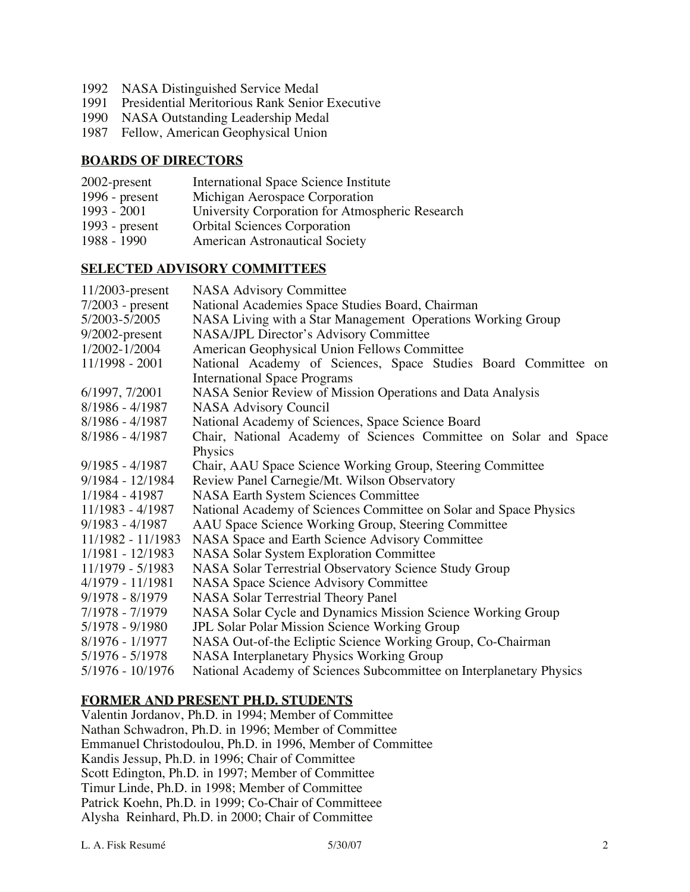1992 NASA Distinguished Service Medal
1991 Presidential Meritorious Rank Senior Executive
1990 NASA Outstanding Leadership Medal
1987 Fellow, American Geophysical Union

## BOARDS OF DIRECTORS

| | |
|---|---|
| 2002-present | International Space Science Institute |
| 1996 - present | Michigan Aerospace Corporation |
| 1993 - 2001 | University Corporation for Atmospheric Research |
| 1993 - present | Orbital Sciences Corporation |
| 1988 - 1990 | American Astronautical Society |

## SELECTED ADVISORY COMMITTEES

| | |
|---|---|
| 11/2003-present | NASA Advisory Committee |
| 7/2003 - present | National Academies Space Studies Board, Chairman |
| 5/2003-5/2005 | NASA Living with a Star Management Operations Working Group |
| 9/2002-present | NASA/JPL Director's Advisory Committee |
| 1/2002-1/2004 | American Geophysical Union Fellows Committee |
| 11/1998 - 2001 | National Academy of Sciences, Space Studies Board Committee on International Space Programs |
| 6/1997, 7/2001 | NASA Senior Review of Mission Operations and Data Analysis |
| 8/1986 - 4/1987 | NASA Advisory Council |
| 8/1986 - 4/1987 | National Academy of Sciences, Space Science Board |
| 8/1986 - 4/1987 | Chair, National Academy of Sciences Committee on Solar and Space Physics |
| 9/1985 - 4/1987 | Chair, AAU Space Science Working Group, Steering Committee |
| 9/1984 - 12/1984 | Review Panel Carnegie/Mt. Wilson Observatory |
| 1/1984 - 41987 | NASA Earth System Sciences Committee |
| 11/1983 - 4/1987 | National Academy of Sciences Committee on Solar and Space Physics |
| 9/1983 - 4/1987 | AAU Space Science Working Group, Steering Committee |
| 11/1982 - 11/1983 | NASA Space and Earth Science Advisory Committee |
| 1/1981 - 12/1983 | NASA Solar System Exploration Committee |
| 11/1979 - 5/1983 | NASA Solar Terrestrial Observatory Science Study Group |
| 4/1979 - 11/1981 | NASA Space Science Advisory Committee |
| 9/1978 - 8/1979 | NASA Solar Terrestrial Theory Panel |
| 7/1978 - 7/1979 | NASA Solar Cycle and Dynamics Mission Science Working Group |
| 5/1978 - 9/1980 | JPL Solar Polar Mission Science Working Group |
| 8/1976 - 1/1977 | NASA Out-of-the Ecliptic Science Working Group, Co-Chairman |
| 5/1976 - 5/1978 | NASA Interplanetary Physics Working Group |
| 5/1976 - 10/1976 | National Academy of Sciences Subcommittee on Interplanetary Physics |

## FORMER AND PRESENT PH.D. STUDENTS

Valentin Jordanov, Ph.D. in 1994; Member of Committee
Nathan Schwadron, Ph.D. in 1996; Member of Committee
Emmanuel Christodoulou, Ph.D. in 1996, Member of Committee
Kandis Jessup, Ph.D. in 1996; Chair of Committee
Scott Edington, Ph.D. in 1997; Member of Committee
Timur Linde, Ph.D. in 1998; Member of Committee
Patrick Koehn, Ph.D. in 1999; Co-Chair of Committeee
Alysha Reinhard, Ph.D. in 2000; Chair of Committee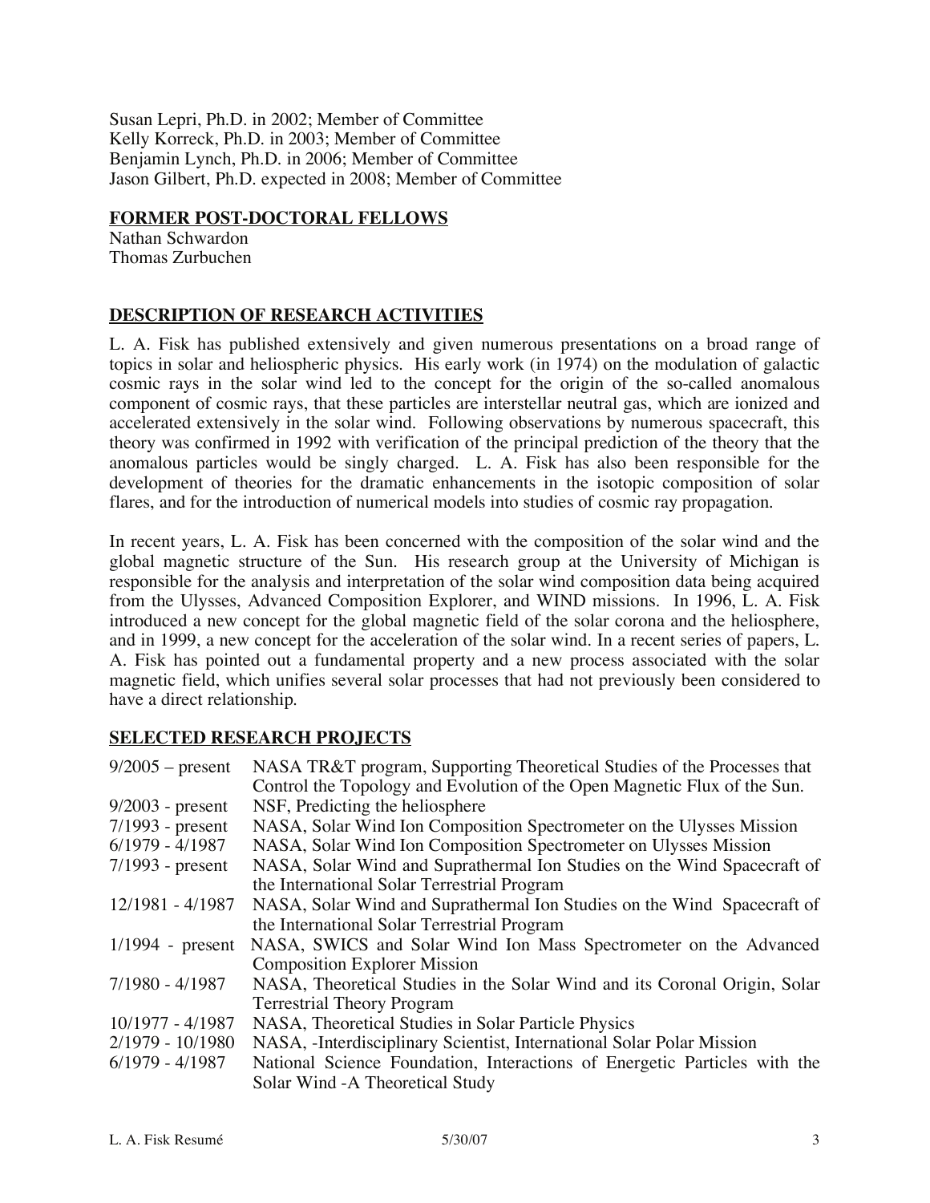Susan Lepri, Ph.D. in 2002; Member of Committee
Kelly Korreck, Ph.D. in 2003; Member of Committee
Benjamin Lynch, Ph.D. in 2006; Member of Committee
Jason Gilbert, Ph.D. expected in 2008; Member of Committee

## FORMER POST-DOCTORAL FELLOWS

Nathan Schwardon
Thomas Zurbuchen

## DESCRIPTION OF RESEARCH ACTIVITIES

L. A. Fisk has published extensively and given numerous presentations on a broad range of topics in solar and heliospheric physics. His early work (in 1974) on the modulation of galactic cosmic rays in the solar wind led to the concept for the origin of the so-called anomalous component of cosmic rays, that these particles are interstellar neutral gas, which are ionized and accelerated extensively in the solar wind. Following observations by numerous spacecraft, this theory was confirmed in 1992 with verification of the principal prediction of the theory that the anomalous particles would be singly charged. L. A. Fisk has also been responsible for the development of theories for the dramatic enhancements in the isotopic composition of solar flares, and for the introduction of numerical models into studies of cosmic ray propagation.

In recent years, L. A. Fisk has been concerned with the composition of the solar wind and the global magnetic structure of the Sun. His research group at the University of Michigan is responsible for the analysis and interpretation of the solar wind composition data being acquired from the Ulysses, Advanced Composition Explorer, and WIND missions. In 1996, L. A. Fisk introduced a new concept for the global magnetic field of the solar corona and the heliosphere, and in 1999, a new concept for the acceleration of the solar wind. In a recent series of papers, L. A. Fisk has pointed out a fundamental property and a new process associated with the solar magnetic field, which unifies several solar processes that had not previously been considered to have a direct relationship.

## SELECTED RESEARCH PROJECTS

| | |
|---|---|
| 9/2005 – present | NASA TR&T program, Supporting Theoretical Studies of the Processes that Control the Topology and Evolution of the Open Magnetic Flux of the Sun. |
| 9/2003 - present | NSF, Predicting the heliosphere |
| 7/1993 - present | NASA, Solar Wind Ion Composition Spectrometer on the Ulysses Mission |
| 6/1979 - 4/1987 | NASA, Solar Wind Ion Composition Spectrometer on Ulysses Mission |
| 7/1993 - present | NASA, Solar Wind and Suprathermal Ion Studies on the Wind Spacecraft of the International Solar Terrestrial Program |
| 12/1981 - 4/1987 | NASA, Solar Wind and Suprathermal Ion Studies on the Wind Spacecraft of the International Solar Terrestrial Program |
| 1/1994 - present | NASA, SWICS and Solar Wind Ion Mass Spectrometer on the Advanced Composition Explorer Mission |
| 7/1980 - 4/1987 | NASA, Theoretical Studies in the Solar Wind and its Coronal Origin, Solar Terrestrial Theory Program |
| 10/1977 - 4/1987 | NASA, Theoretical Studies in Solar Particle Physics |
| 2/1979 - 10/1980 | NASA, -Interdisciplinary Scientist, International Solar Polar Mission |
| 6/1979 - 4/1987 | National Science Foundation, Interactions of Energetic Particles with the Solar Wind -A Theoretical Study |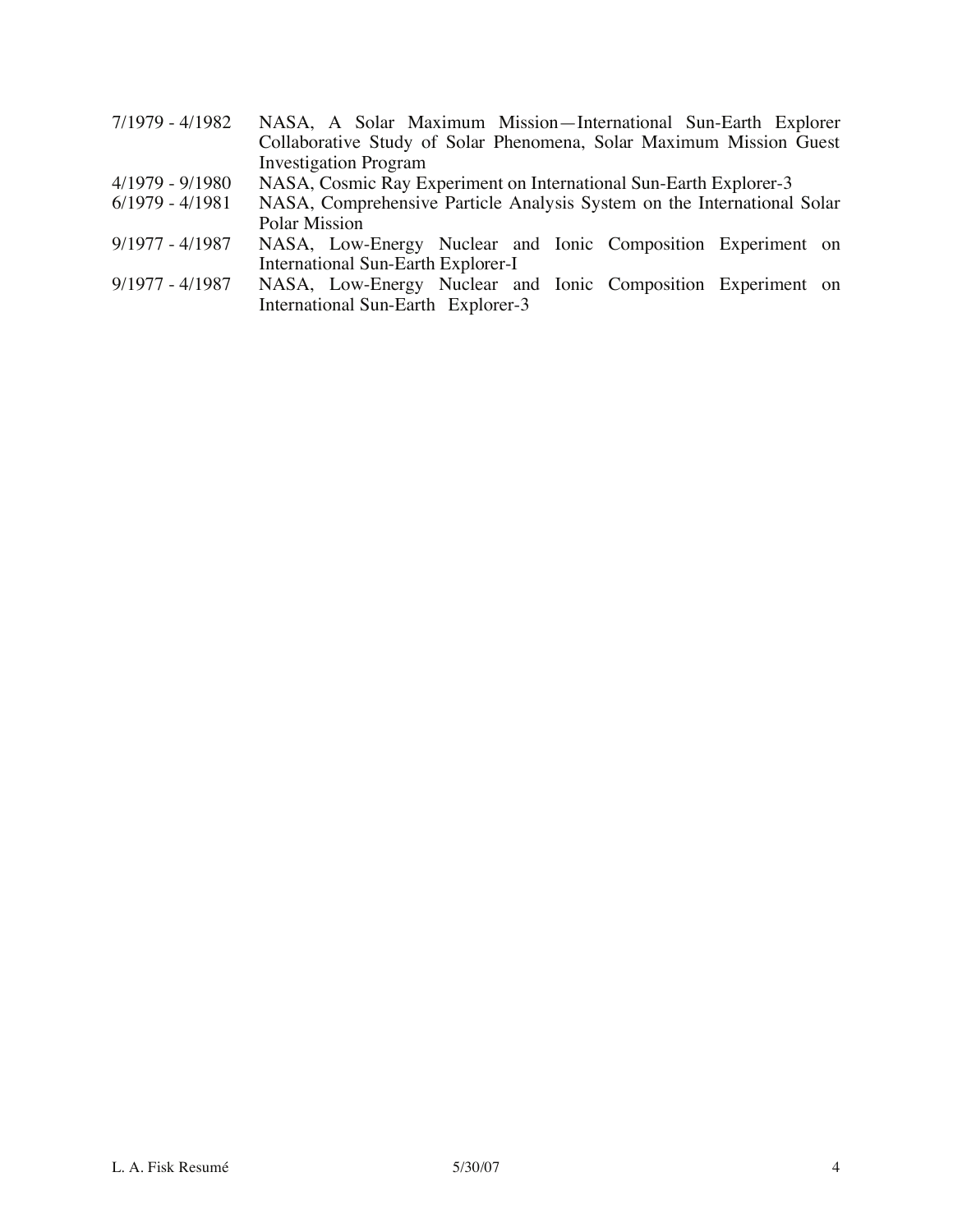| | |
|---|---|
| 7/1979 - 4/1982 | NASA, A Solar Maximum Mission—International Sun-Earth Explorer Collaborative Study of Solar Phenomena, Solar Maximum Mission Guest Investigation Program |
| 4/1979 - 9/1980 | NASA, Cosmic Ray Experiment on International Sun-Earth Explorer-3 |
| 6/1979 - 4/1981 | NASA, Comprehensive Particle Analysis System on the International Solar Polar Mission |
| 9/1977 - 4/1987 | NASA, Low-Energy Nuclear and Ionic Composition Experiment on International Sun-Earth Explorer-I |
| 9/1977 - 4/1987 | NASA, Low-Energy Nuclear and Ionic Composition Experiment on International Sun-Earth Explorer-3 |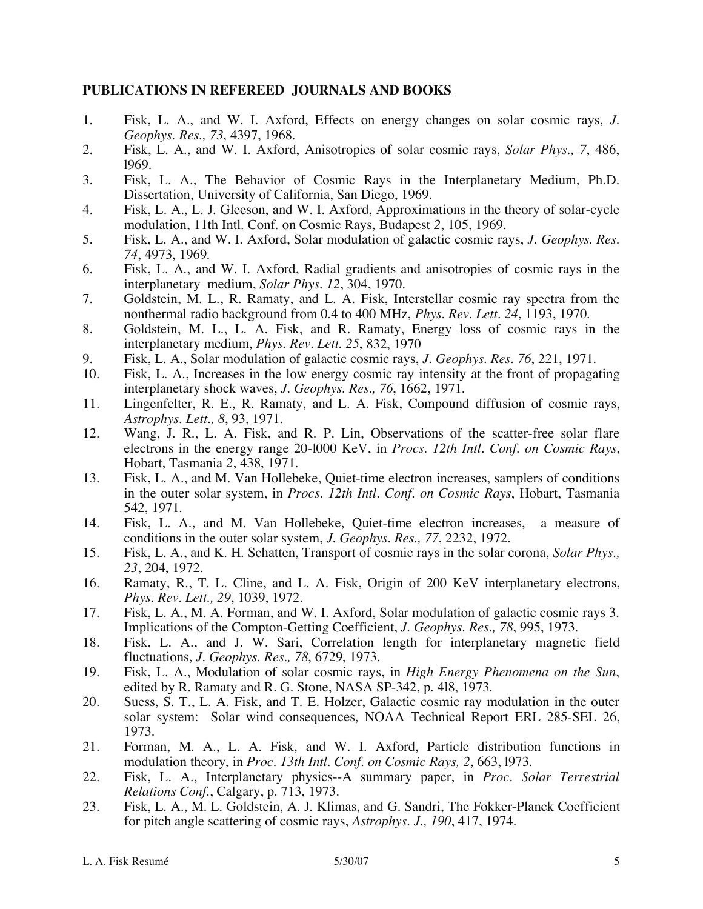## PUBLICATIONS IN REFEREED JOURNALS AND BOOKS

1. Fisk, L. A., and W. I. Axford, Effects on energy changes on solar cosmic rays, *J. Geophys. Res., 73*, 4397, 1968.
2. Fisk, L. A., and W. I. Axford, Anisotropies of solar cosmic rays, *Solar Phys., 7*, 486, l969.
3. Fisk, L. A., The Behavior of Cosmic Rays in the Interplanetary Medium, Ph.D. Dissertation, University of California, San Diego, 1969.
4. Fisk, L. A., L. J. Gleeson, and W. I. Axford, Approximations in the theory of solar-cycle modulation, 11th Intl. Conf. on Cosmic Rays, Budapest *2*, 105, 1969.
5. Fisk, L. A., and W. I. Axford, Solar modulation of galactic cosmic rays, *J. Geophys. Res. 74*, 4973, 1969.
6. Fisk, L. A., and W. I. Axford, Radial gradients and anisotropies of cosmic rays in the interplanetary medium, *Solar Phys. 12*, 304, 1970.
7. Goldstein, M. L., R. Ramaty, and L. A. Fisk, Interstellar cosmic ray spectra from the nonthermal radio background from 0.4 to 400 MHz, *Phys. Rev. Lett. 24*, 1193, 1970.
8. Goldstein, M. L., L. A. Fisk, and R. Ramaty, Energy loss of cosmic rays in the interplanetary medium, *Phys. Rev. Lett. 25*, 832, 1970
9. Fisk, L. A., Solar modulation of galactic cosmic rays, *J. Geophys. Res. 76*, 221, 1971.
10. Fisk, L. A., Increases in the low energy cosmic ray intensity at the front of propagating interplanetary shock waves, *J. Geophys. Res., 76*, 1662, 1971.
11. Lingenfelter, R. E., R. Ramaty, and L. A. Fisk, Compound diffusion of cosmic rays, *Astrophys. Lett., 8*, 93, 1971.
12. Wang, J. R., L. A. Fisk, and R. P. Lin, Observations of the scatter-free solar flare electrons in the energy range 20-l000 KeV, in *Procs. 12th Intl. Conf. on Cosmic Rays*, Hobart, Tasmania *2*, 438, 1971.
13. Fisk, L. A., and M. Van Hollebeke, Quiet-time electron increases, samplers of conditions in the outer solar system, in *Procs. 12th Intl. Conf. on Cosmic Rays*, Hobart, Tasmania 542, 1971.
14. Fisk, L. A., and M. Van Hollebeke, Quiet-time electron increases, a measure of conditions in the outer solar system, *J. Geophys. Res., 77*, 2232, 1972.
15. Fisk, L. A., and K. H. Schatten, Transport of cosmic rays in the solar corona, *Solar Phys., 23*, 204, 1972.
16. Ramaty, R., T. L. Cline, and L. A. Fisk, Origin of 200 KeV interplanetary electrons, *Phys. Rev. Lett., 29*, 1039, 1972.
17. Fisk, L. A., M. A. Forman, and W. I. Axford, Solar modulation of galactic cosmic rays 3. Implications of the Compton-Getting Coefficient, *J. Geophys. Res., 78*, 995, 1973.
18. Fisk, L. A., and J. W. Sari, Correlation length for interplanetary magnetic field fluctuations, *J. Geophys. Res., 78*, 6729, 1973.
19. Fisk, L. A., Modulation of solar cosmic rays, in *High Energy Phenomena on the Sun*, edited by R. Ramaty and R. G. Stone, NASA SP-342, p. 4l8, 1973.
20. Suess, S. T., L. A. Fisk, and T. E. Holzer, Galactic cosmic ray modulation in the outer solar system: Solar wind consequences, NOAA Technical Report ERL 285-SEL 26, 1973.
21. Forman, M. A., L. A. Fisk, and W. I. Axford, Particle distribution functions in modulation theory, in *Proc. 13th Intl. Conf. on Cosmic Rays, 2*, 663, l973.
22. Fisk, L. A., Interplanetary physics--A summary paper, in *Proc. Solar Terrestrial Relations Conf.*, Calgary, p. 713, 1973.
23. Fisk, L. A., M. L. Goldstein, A. J. Klimas, and G. Sandri, The Fokker-Planck Coefficient for pitch angle scattering of cosmic rays, *Astrophys. J., 190*, 417, 1974.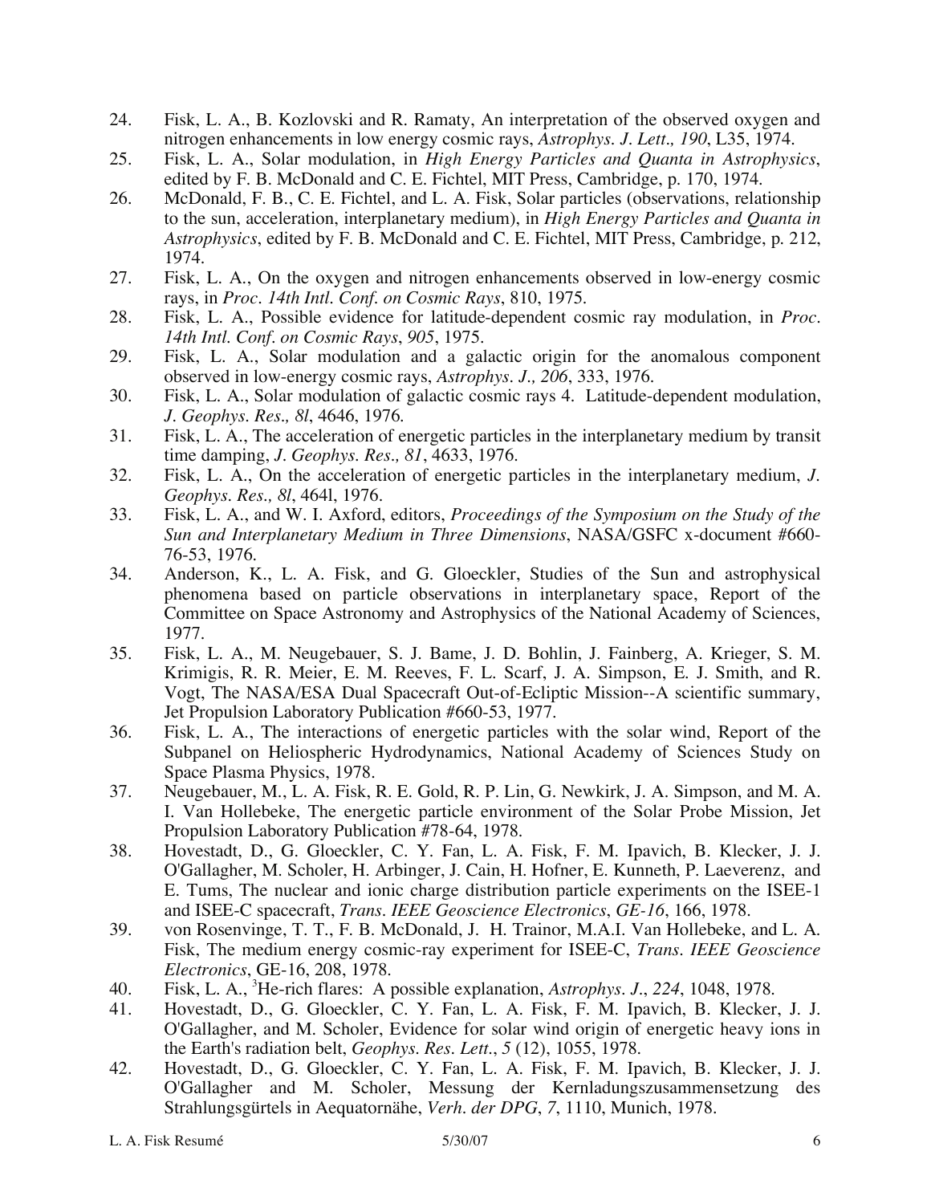24. Fisk, L. A., B. Kozlovski and R. Ramaty, An interpretation of the observed oxygen and nitrogen enhancements in low energy cosmic rays, *Astrophys. J. Lett., 190*, L35, 1974.
25. Fisk, L. A., Solar modulation, in *High Energy Particles and Quanta in Astrophysics*, edited by F. B. McDonald and C. E. Fichtel, MIT Press, Cambridge, p. 170, 1974.
26. McDonald, F. B., C. E. Fichtel, and L. A. Fisk, Solar particles (observations, relationship to the sun, acceleration, interplanetary medium), in *High Energy Particles and Quanta in Astrophysics*, edited by F. B. McDonald and C. E. Fichtel, MIT Press, Cambridge, p. 212, 1974.
27. Fisk, L. A., On the oxygen and nitrogen enhancements observed in low-energy cosmic rays, in *Proc. 14th Intl. Conf. on Cosmic Rays*, 810, 1975.
28. Fisk, L. A., Possible evidence for latitude-dependent cosmic ray modulation, in *Proc. 14th Intl. Conf. on Cosmic Rays*, *905*, 1975.
29. Fisk, L. A., Solar modulation and a galactic origin for the anomalous component observed in low-energy cosmic rays, *Astrophys. J., 206*, 333, 1976.
30. Fisk, L. A., Solar modulation of galactic cosmic rays 4. Latitude-dependent modulation, *J. Geophys. Res., 8l*, 4646, 1976.
31. Fisk, L. A., The acceleration of energetic particles in the interplanetary medium by transit time damping, *J. Geophys. Res., 81*, 4633, 1976.
32. Fisk, L. A., On the acceleration of energetic particles in the interplanetary medium, *J. Geophys. Res., 8l*, 464l, 1976.
33. Fisk, L. A., and W. I. Axford, editors, *Proceedings of the Symposium on the Study of the Sun and Interplanetary Medium in Three Dimensions*, NASA/GSFC x-document #660-76-53, 1976.
34. Anderson, K., L. A. Fisk, and G. Gloeckler, Studies of the Sun and astrophysical phenomena based on particle observations in interplanetary space, Report of the Committee on Space Astronomy and Astrophysics of the National Academy of Sciences, 1977.
35. Fisk, L. A., M. Neugebauer, S. J. Bame, J. D. Bohlin, J. Fainberg, A. Krieger, S. M. Krimigis, R. R. Meier, E. M. Reeves, F. L. Scarf, J. A. Simpson, E. J. Smith, and R. Vogt, The NASA/ESA Dual Spacecraft Out-of-Ecliptic Mission--A scientific summary, Jet Propulsion Laboratory Publication #660-53, 1977.
36. Fisk, L. A., The interactions of energetic particles with the solar wind, Report of the Subpanel on Heliospheric Hydrodynamics, National Academy of Sciences Study on Space Plasma Physics, 1978.
37. Neugebauer, M., L. A. Fisk, R. E. Gold, R. P. Lin, G. Newkirk, J. A. Simpson, and M. A. I. Van Hollebeke, The energetic particle environment of the Solar Probe Mission, Jet Propulsion Laboratory Publication #78-64, 1978.
38. Hovestadt, D., G. Gloeckler, C. Y. Fan, L. A. Fisk, F. M. Ipavich, B. Klecker, J. J. O'Gallagher, M. Scholer, H. Arbinger, J. Cain, H. Hofner, E. Kunneth, P. Laeverenz, and E. Tums, The nuclear and ionic charge distribution particle experiments on the ISEE-1 and ISEE-C spacecraft, *Trans. IEEE Geoscience Electronics*, *GE-16*, 166, 1978.
39. von Rosenvinge, T. T., F. B. McDonald, J. H. Trainor, M.A.I. Van Hollebeke, and L. A. Fisk, The medium energy cosmic-ray experiment for ISEE-C, *Trans. IEEE Geoscience Electronics*, GE-16, 208, 1978.
40. Fisk, L. A., $^{3}$He-rich flares: A possible explanation, *Astrophys. J.*, *224*, 1048, 1978.
41. Hovestadt, D., G. Gloeckler, C. Y. Fan, L. A. Fisk, F. M. Ipavich, B. Klecker, J. J. O'Gallagher, and M. Scholer, Evidence for solar wind origin of energetic heavy ions in the Earth's radiation belt, *Geophys. Res. Lett.*, *5* (12), 1055, 1978.
42. Hovestadt, D., G. Gloeckler, C. Y. Fan, L. A. Fisk, F. M. Ipavich, B. Klecker, J. J. O'Gallagher and M. Scholer, Messung der Kernladungszusammensetzung des Strahlungsgürtels in Aequatornähe, *Verh. der DPG*, *7*, 1110, Munich, 1978.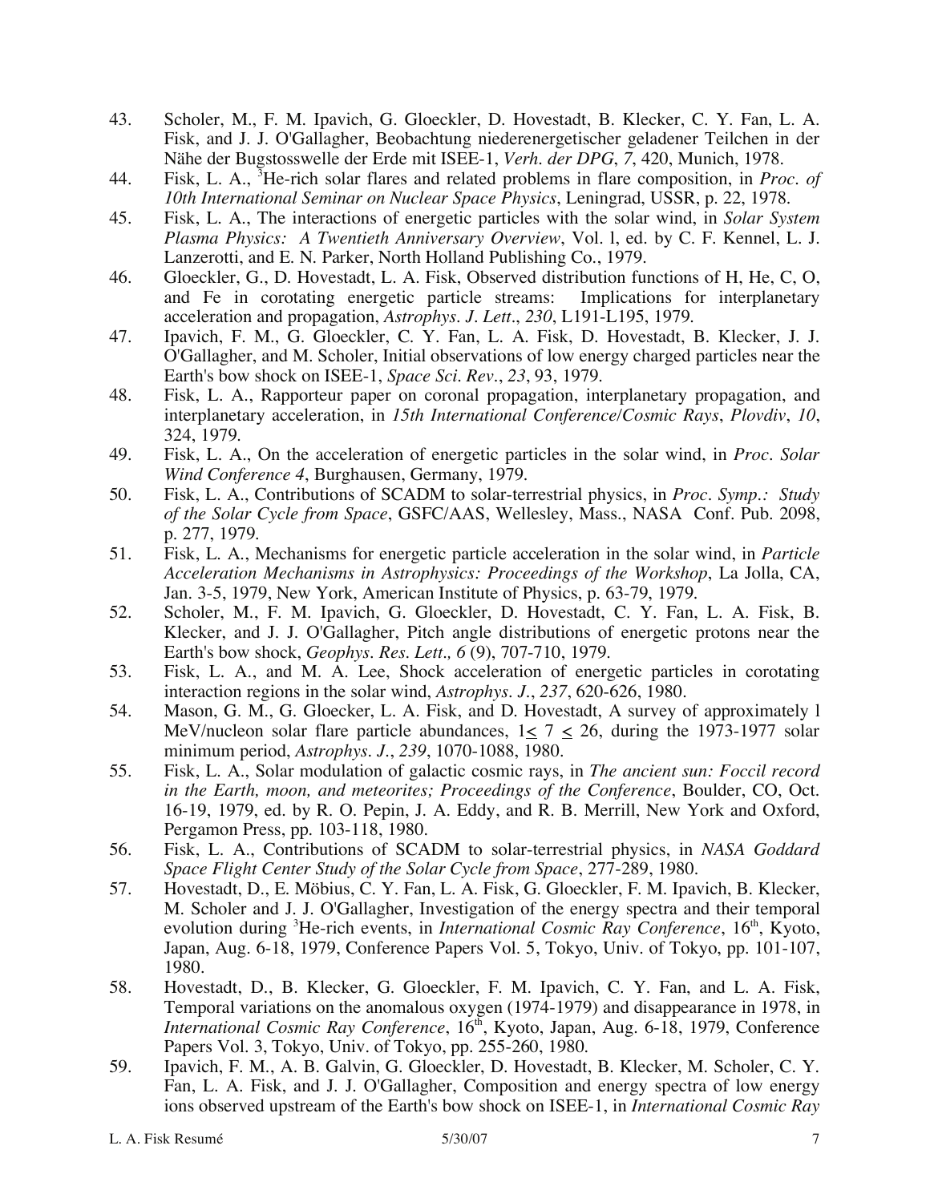43. Scholer, M., F. M. Ipavich, G. Gloeckler, D. Hovestadt, B. Klecker, C. Y. Fan, L. A. Fisk, and J. J. O'Gallagher, Beobachtung niederenergetischer geladener Teilchen in der Nähe der Bugstosswelle der Erde mit ISEE-1, *Verh. der DPG*, *7*, 420, Munich, 1978.
44. Fisk, L. A., $^3$He-rich solar flares and related problems in flare composition, in *Proc. of 10th International Seminar on Nuclear Space Physics*, Leningrad, USSR, p. 22, 1978.
45. Fisk, L. A., The interactions of energetic particles with the solar wind, in *Solar System Plasma Physics: A Twentieth Anniversary Overview*, Vol. l, ed. by C. F. Kennel, L. J. Lanzerotti, and E. N. Parker, North Holland Publishing Co., 1979.
46. Gloeckler, G., D. Hovestadt, L. A. Fisk, Observed distribution functions of H, He, C, O, and Fe in corotating energetic particle streams: Implications for interplanetary acceleration and propagation, *Astrophys. J. Lett*., *230*, L191-L195, 1979.
47. Ipavich, F. M., G. Gloeckler, C. Y. Fan, L. A. Fisk, D. Hovestadt, B. Klecker, J. J. O'Gallagher, and M. Scholer, Initial observations of low energy charged particles near the Earth's bow shock on ISEE-1, *Space Sci. Rev*., *23*, 93, 1979.
48. Fisk, L. A., Rapporteur paper on coronal propagation, interplanetary propagation, and interplanetary acceleration, in *15th International Conference/Cosmic Rays*, *Plovdiv*, *10*, 324, 1979.
49. Fisk, L. A., On the acceleration of energetic particles in the solar wind, in *Proc. Solar Wind Conference 4*, Burghausen, Germany, 1979.
50. Fisk, L. A., Contributions of SCADM to solar-terrestrial physics, in *Proc. Symp.: Study of the Solar Cycle from Space*, GSFC/AAS, Wellesley, Mass., NASA Conf. Pub. 2098, p. 277, 1979.
51. Fisk, L. A., Mechanisms for energetic particle acceleration in the solar wind, in *Particle Acceleration Mechanisms in Astrophysics: Proceedings of the Workshop*, La Jolla, CA, Jan. 3-5, 1979, New York, American Institute of Physics, p. 63-79, 1979.
52. Scholer, M., F. M. Ipavich, G. Gloeckler, D. Hovestadt, C. Y. Fan, L. A. Fisk, B. Klecker, and J. J. O'Gallagher, Pitch angle distributions of energetic protons near the Earth's bow shock, *Geophys. Res. Lett., 6* (9), 707-710, 1979.
53. Fisk, L. A., and M. A. Lee, Shock acceleration of energetic particles in corotating interaction regions in the solar wind, *Astrophys. J.*, *237*, 620-626, 1980.
54. Mason, G. M., G. Gloecker, L. A. Fisk, and D. Hovestadt, A survey of approximately l MeV/nucleon solar flare particle abundances, $1 \leq 7 \leq 26$, during the 1973-1977 solar minimum period, *Astrophys. J.*, *239*, 1070-1088, 1980.
55. Fisk, L. A., Solar modulation of galactic cosmic rays, in *The ancient sun: Foccil record in the Earth, moon, and meteorites; Proceedings of the Conference*, Boulder, CO, Oct. 16-19, 1979, ed. by R. O. Pepin, J. A. Eddy, and R. B. Merrill, New York and Oxford, Pergamon Press, pp. 103-118, 1980.
56. Fisk, L. A., Contributions of SCADM to solar-terrestrial physics, in *NASA Goddard Space Flight Center Study of the Solar Cycle from Space*, 277-289, 1980.
57. Hovestadt, D., E. Möbius, C. Y. Fan, L. A. Fisk, G. Gloeckler, F. M. Ipavich, B. Klecker, M. Scholer and J. J. O'Gallagher, Investigation of the energy spectra and their temporal evolution during $^3$He-rich events, in *International Cosmic Ray Conference*, 16[th], Kyoto, Japan, Aug. 6-18, 1979, Conference Papers Vol. 5, Tokyo, Univ. of Tokyo, pp. 101-107, 1980.
58. Hovestadt, D., B. Klecker, G. Gloeckler, F. M. Ipavich, C. Y. Fan, and L. A. Fisk, Temporal variations on the anomalous oxygen (1974-1979) and disappearance in 1978, in *International Cosmic Ray Conference*, 16[th], Kyoto, Japan, Aug. 6-18, 1979, Conference Papers Vol. 3, Tokyo, Univ. of Tokyo, pp. 255-260, 1980.
59. Ipavich, F. M., A. B. Galvin, G. Gloeckler, D. Hovestadt, B. Klecker, M. Scholer, C. Y. Fan, L. A. Fisk, and J. J. O'Gallagher, Composition and energy spectra of low energy ions observed upstream of the Earth's bow shock on ISEE-1, in *International Cosmic Ray*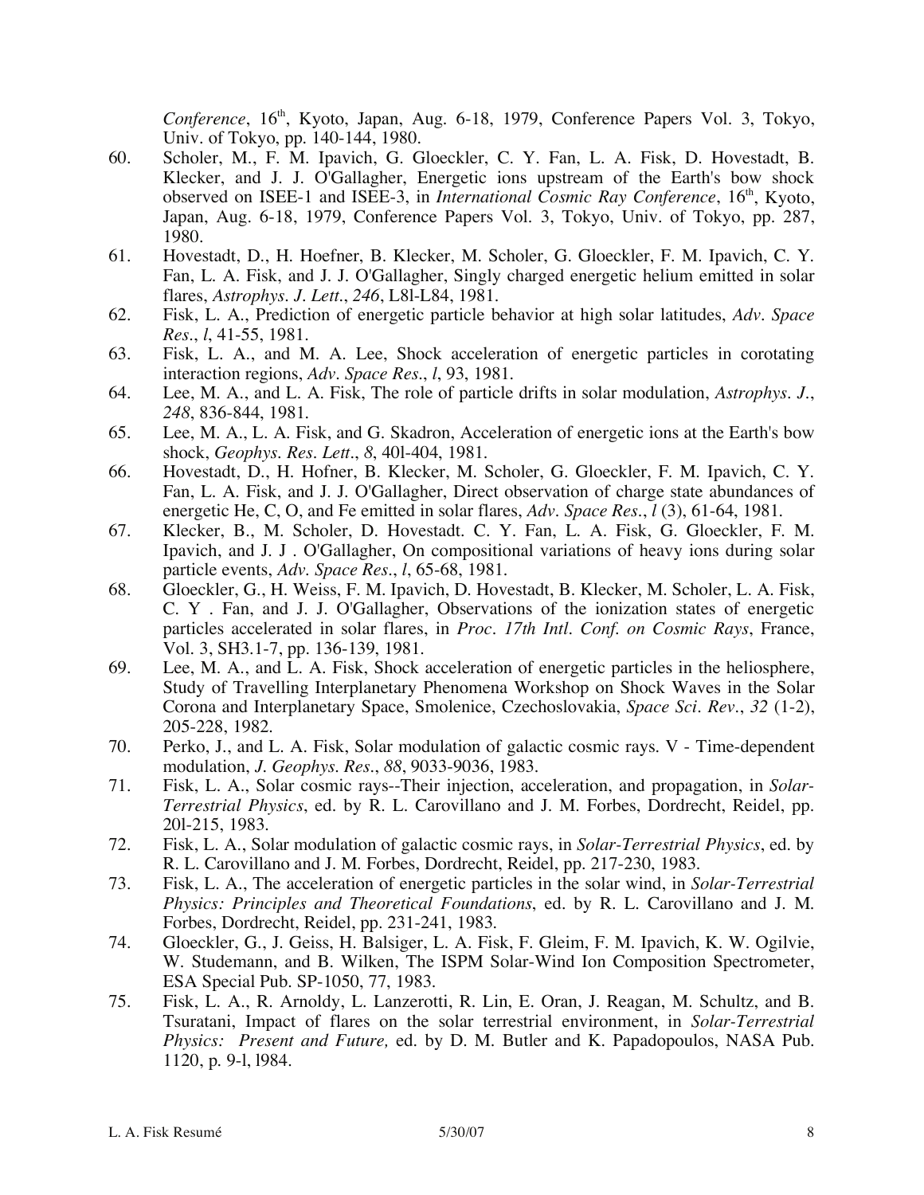*Conference*, 16th, Kyoto, Japan, Aug. 6-18, 1979, Conference Papers Vol. 3, Tokyo, Univ. of Tokyo, pp. 140-144, 1980.

60. Scholer, M., F. M. Ipavich, G. Gloeckler, C. Y. Fan, L. A. Fisk, D. Hovestadt, B. Klecker, and J. J. O'Gallagher, Energetic ions upstream of the Earth's bow shock observed on ISEE-1 and ISEE-3, in *International Cosmic Ray Conference*, 16th, Kyoto, Japan, Aug. 6-18, 1979, Conference Papers Vol. 3, Tokyo, Univ. of Tokyo, pp. 287, 1980.
61. Hovestadt, D., H. Hoefner, B. Klecker, M. Scholer, G. Gloeckler, F. M. Ipavich, C. Y. Fan, L. A. Fisk, and J. J. O'Gallagher, Singly charged energetic helium emitted in solar flares, *Astrophys. J. Lett.*, *246*, L8l-L84, 1981.
62. Fisk, L. A., Prediction of energetic particle behavior at high solar latitudes, *Adv. Space Res.*, *l*, 41-55, 1981.
63. Fisk, L. A., and M. A. Lee, Shock acceleration of energetic particles in corotating interaction regions, *Adv. Space Res.*, *l*, 93, 1981.
64. Lee, M. A., and L. A. Fisk, The role of particle drifts in solar modulation, *Astrophys. J.*, *248*, 836-844, 1981.
65. Lee, M. A., L. A. Fisk, and G. Skadron, Acceleration of energetic ions at the Earth's bow shock, *Geophys. Res. Lett.*, *8*, 40l-404, 1981.
66. Hovestadt, D., H. Hofner, B. Klecker, M. Scholer, G. Gloeckler, F. M. Ipavich, C. Y. Fan, L. A. Fisk, and J. J. O'Gallagher, Direct observation of charge state abundances of energetic He, C, O, and Fe emitted in solar flares, *Adv. Space Res.*, *l* (3), 61-64, 1981.
67. Klecker, B., M. Scholer, D. Hovestadt. C. Y. Fan, L. A. Fisk, G. Gloeckler, F. M. Ipavich, and J. J . O'Gallagher, On compositional variations of heavy ions during solar particle events, *Adv. Space Res.*, *l*, 65-68, 1981.
68. Gloeckler, G., H. Weiss, F. M. Ipavich, D. Hovestadt, B. Klecker, M. Scholer, L. A. Fisk, C. Y . Fan, and J. J. O'Gallagher, Observations of the ionization states of energetic particles accelerated in solar flares, in *Proc. 17th Intl. Conf. on Cosmic Rays*, France, Vol. 3, SH3.1-7, pp. 136-139, 1981.
69. Lee, M. A., and L. A. Fisk, Shock acceleration of energetic particles in the heliosphere, Study of Travelling Interplanetary Phenomena Workshop on Shock Waves in the Solar Corona and Interplanetary Space, Smolenice, Czechoslovakia, *Space Sci. Rev.*, *32* (1-2), 205-228, 1982.
70. Perko, J., and L. A. Fisk, Solar modulation of galactic cosmic rays. V - Time-dependent modulation, *J. Geophys. Res.*, *88*, 9033-9036, 1983.
71. Fisk, L. A., Solar cosmic rays--Their injection, acceleration, and propagation, in *Solar-Terrestrial Physics*, ed. by R. L. Carovillano and J. M. Forbes, Dordrecht, Reidel, pp. 20l-215, 1983.
72. Fisk, L. A., Solar modulation of galactic cosmic rays, in *Solar-Terrestrial Physics*, ed. by R. L. Carovillano and J. M. Forbes, Dordrecht, Reidel, pp. 217-230, 1983.
73. Fisk, L. A., The acceleration of energetic particles in the solar wind, in *Solar-Terrestrial Physics: Principles and Theoretical Foundations*, ed. by R. L. Carovillano and J. M. Forbes, Dordrecht, Reidel, pp. 231-241, 1983.
74. Gloeckler, G., J. Geiss, H. Balsiger, L. A. Fisk, F. Gleim, F. M. Ipavich, K. W. Ogilvie, W. Studemann, and B. Wilken, The ISPM Solar-Wind Ion Composition Spectrometer, ESA Special Pub. SP-1050, 77, 1983.
75. Fisk, L. A., R. Arnoldy, L. Lanzerotti, R. Lin, E. Oran, J. Reagan, M. Schultz, and B. Tsuratani, Impact of flares on the solar terrestrial environment, in *Solar-Terrestrial Physics: Present and Future,* ed. by D. M. Butler and K. Papadopoulos, NASA Pub. 1120, p. 9-l, l984.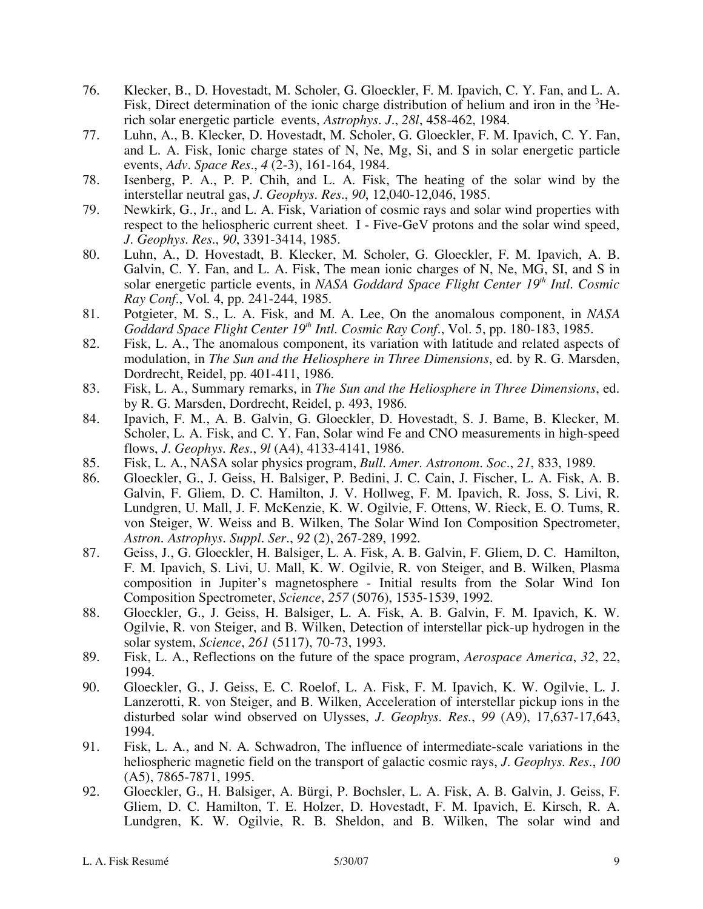76. Klecker, B., D. Hovestadt, M. Scholer, G. Gloeckler, F. M. Ipavich, C. Y. Fan, and L. A. Fisk, Direct determination of the ionic charge distribution of helium and iron in the $^{3}$He-rich solar energetic particle events, *Astrophys. J.*, *28l*, 458-462, 1984.
77. Luhn, A., B. Klecker, D. Hovestadt, M. Scholer, G. Gloeckler, F. M. Ipavich, C. Y. Fan, and L. A. Fisk, Ionic charge states of N, Ne, Mg, Si, and S in solar energetic particle events, *Adv. Space Res.*, *4* (2-3), 161-164, 1984.
78. Isenberg, P. A., P. P. Chih, and L. A. Fisk, The heating of the solar wind by the interstellar neutral gas, *J. Geophys. Res.*, *90*, 12,040-12,046, 1985.
79. Newkirk, G., Jr., and L. A. Fisk, Variation of cosmic rays and solar wind properties with respect to the heliospheric current sheet. I - Five-GeV protons and the solar wind speed, *J. Geophys. Res.*, *90*, 3391-3414, 1985.
80. Luhn, A., D. Hovestadt, B. Klecker, M. Scholer, G. Gloeckler, F. M. Ipavich, A. B. Galvin, C. Y. Fan, and L. A. Fisk, The mean ionic charges of N, Ne, MG, SI, and S in solar energetic particle events, in *NASA Goddard Space Flight Center 19th Intl. Cosmic Ray Conf.*, Vol. 4, pp. 241-244, 1985.
81. Potgieter, M. S., L. A. Fisk, and M. A. Lee, On the anomalous component, in *NASA Goddard Space Flight Center 19th Intl. Cosmic Ray Conf.*, Vol. 5, pp. 180-183, 1985.
82. Fisk, L. A., The anomalous component, its variation with latitude and related aspects of modulation, in *The Sun and the Heliosphere in Three Dimensions*, ed. by R. G. Marsden, Dordrecht, Reidel, pp. 401-411, 1986.
83. Fisk, L. A., Summary remarks, in *The Sun and the Heliosphere in Three Dimensions*, ed. by R. G. Marsden, Dordrecht, Reidel, p. 493, 1986.
84. Ipavich, F. M., A. B. Galvin, G. Gloeckler, D. Hovestadt, S. J. Bame, B. Klecker, M. Scholer, L. A. Fisk, and C. Y. Fan, Solar wind Fe and CNO measurements in high-speed flows, *J. Geophys. Res.*, *9l* (A4), 4133-4141, 1986.
85. Fisk, L. A., NASA solar physics program, *Bull. Amer. Astronom. Soc.*, *21*, 833, 1989.
86. Gloeckler, G., J. Geiss, H. Balsiger, P. Bedini, J. C. Cain, J. Fischer, L. A. Fisk, A. B. Galvin, F. Gliem, D. C. Hamilton, J. V. Hollweg, F. M. Ipavich, R. Joss, S. Livi, R. Lundgren, U. Mall, J. F. McKenzie, K. W. Ogilvie, F. Ottens, W. Rieck, E. O. Tums, R. von Steiger, W. Weiss and B. Wilken, The Solar Wind Ion Composition Spectrometer, *Astron. Astrophys. Suppl. Ser.*, *92* (2), 267-289, 1992.
87. Geiss, J., G. Gloeckler, H. Balsiger, L. A. Fisk, A. B. Galvin, F. Gliem, D. C. Hamilton, F. M. Ipavich, S. Livi, U. Mall, K. W. Ogilvie, R. von Steiger, and B. Wilken, Plasma composition in Jupiter's magnetosphere - Initial results from the Solar Wind Ion Composition Spectrometer, *Science*, *257* (5076), 1535-1539, 1992.
88. Gloeckler, G., J. Geiss, H. Balsiger, L. A. Fisk, A. B. Galvin, F. M. Ipavich, K. W. Ogilvie, R. von Steiger, and B. Wilken, Detection of interstellar pick-up hydrogen in the solar system, *Science*, *261* (5117), 70-73, 1993.
89. Fisk, L. A., Reflections on the future of the space program, *Aerospace America*, *32*, 22, 1994.
90. Gloeckler, G., J. Geiss, E. C. Roelof, L. A. Fisk, F. M. Ipavich, K. W. Ogilvie, L. J. Lanzerotti, R. von Steiger, and B. Wilken, Acceleration of interstellar pickup ions in the disturbed solar wind observed on Ulysses, *J. Geophys. Res.*, *99* (A9), 17,637-17,643, 1994.
91. Fisk, L. A., and N. A. Schwadron, The influence of intermediate-scale variations in the heliospheric magnetic field on the transport of galactic cosmic rays, *J. Geophys. Res.*, *100* (A5), 7865-7871, 1995.
92. Gloeckler, G., H. Balsiger, A. Bürgi, P. Bochsler, L. A. Fisk, A. B. Galvin, J. Geiss, F. Gliem, D. C. Hamilton, T. E. Holzer, D. Hovestadt, F. M. Ipavich, E. Kirsch, R. A. Lundgren, K. W. Ogilvie, R. B. Sheldon, and B. Wilken, The solar wind and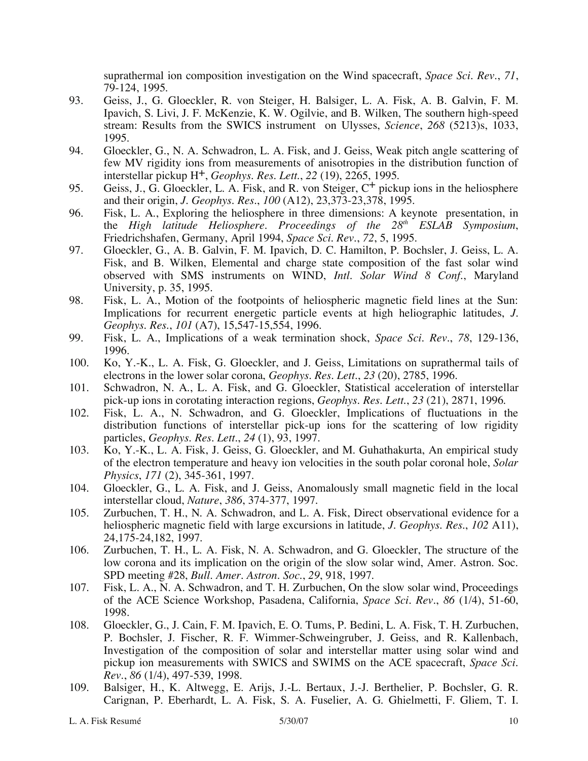suprathermal ion composition investigation on the Wind spacecraft, *Space Sci. Rev.*, *71*, 79-124, 1995.

93. Geiss, J., G. Gloeckler, R. von Steiger, H. Balsiger, L. A. Fisk, A. B. Galvin, F. M. Ipavich, S. Livi, J. F. McKenzie, K. W. Ogilvie, and B. Wilken, The southern high-speed stream: Results from the SWICS instrument on Ulysses, *Science*, *268* (5213)s, 1033, 1995.
94. Gloeckler, G., N. A. Schwadron, L. A. Fisk, and J. Geiss, Weak pitch angle scattering of few MV rigidity ions from measurements of anisotropies in the distribution function of interstellar pickup $H^+$, *Geophys. Res. Lett.*, *22* (19), 2265, 1995.
95. Geiss, J., G. Gloeckler, L. A. Fisk, and R. von Steiger, $C^+$ pickup ions in the heliosphere and their origin, *J. Geophys. Res.*, *100* (A12), 23,373-23,378, 1995.
96. Fisk, L. A., Exploring the heliosphere in three dimensions: A keynote presentation, in the *High latitude Heliosphere. Proceedings of the 28th ESLAB Symposium*, Friedrichshafen, Germany, April 1994, *Space Sci. Rev.*, *72*, 5, 1995.
97. Gloeckler, G., A. B. Galvin, F. M. Ipavich, D. C. Hamilton, P. Bochsler, J. Geiss, L. A. Fisk, and B. Wilken, Elemental and charge state composition of the fast solar wind observed with SMS instruments on WIND, *Intl. Solar Wind 8 Conf.*, Maryland University, p. 35, 1995.
98. Fisk, L. A., Motion of the footpoints of heliospheric magnetic field lines at the Sun: Implications for recurrent energetic particle events at high heliographic latitudes, *J. Geophys. Res.*, *101* (A7), 15,547-15,554, 1996.
99. Fisk, L. A., Implications of a weak termination shock, *Space Sci. Rev.*, *78*, 129-136, 1996.
100. Ko, Y.-K., L. A. Fisk, G. Gloeckler, and J. Geiss, Limitations on suprathermal tails of electrons in the lower solar corona, *Geophys. Res. Lett.*, *23* (20), 2785, 1996.
101. Schwadron, N. A., L. A. Fisk, and G. Gloeckler, Statistical acceleration of interstellar pick-up ions in corotating interaction regions, *Geophys. Res. Lett.*, *23* (21), 2871, 1996.
102. Fisk, L. A., N. Schwadron, and G. Gloeckler, Implications of fluctuations in the distribution functions of interstellar pick-up ions for the scattering of low rigidity particles, *Geophys. Res. Lett.*, *24* (1), 93, 1997.
103. Ko, Y.-K., L. A. Fisk, J. Geiss, G. Gloeckler, and M. Guhathakurta, An empirical study of the electron temperature and heavy ion velocities in the south polar coronal hole, *Solar Physics*, *171* (2), 345-361, 1997.
104. Gloeckler, G., L. A. Fisk, and J. Geiss, Anomalously small magnetic field in the local interstellar cloud, *Nature*, *386*, 374-377, 1997.
105. Zurbuchen, T. H., N. A. Schwadron, and L. A. Fisk, Direct observational evidence for a heliospheric magnetic field with large excursions in latitude, *J. Geophys. Res.*, *102* A11), 24,175-24,182, 1997.
106. Zurbuchen, T. H., L. A. Fisk, N. A. Schwadron, and G. Gloeckler, The structure of the low corona and its implication on the origin of the slow solar wind, Amer. Astron. Soc. SPD meeting #28, *Bull. Amer. Astron. Soc.*, *29*, 918, 1997.
107. Fisk, L. A., N. A. Schwadron, and T. H. Zurbuchen, On the slow solar wind, Proceedings of the ACE Science Workshop, Pasadena, California, *Space Sci. Rev.*, *86* (1/4), 51-60, 1998.
108. Gloeckler, G., J. Cain, F. M. Ipavich, E. O. Tums, P. Bedini, L. A. Fisk, T. H. Zurbuchen, P. Bochsler, J. Fischer, R. F. Wimmer-Schweingruber, J. Geiss, and R. Kallenbach, Investigation of the composition of solar and interstellar matter using solar wind and pickup ion measurements with SWICS and SWIMS on the ACE spacecraft, *Space Sci. Rev.*, *86* (1/4), 497-539, 1998.
109. Balsiger, H., K. Altwegg, E. Arijs, J.-L. Bertaux, J.-J. Berthelier, P. Bochsler, G. R. Carignan, P. Eberhardt, L. A. Fisk, S. A. Fuselier, A. G. Ghielmetti, F. Gliem, T. I.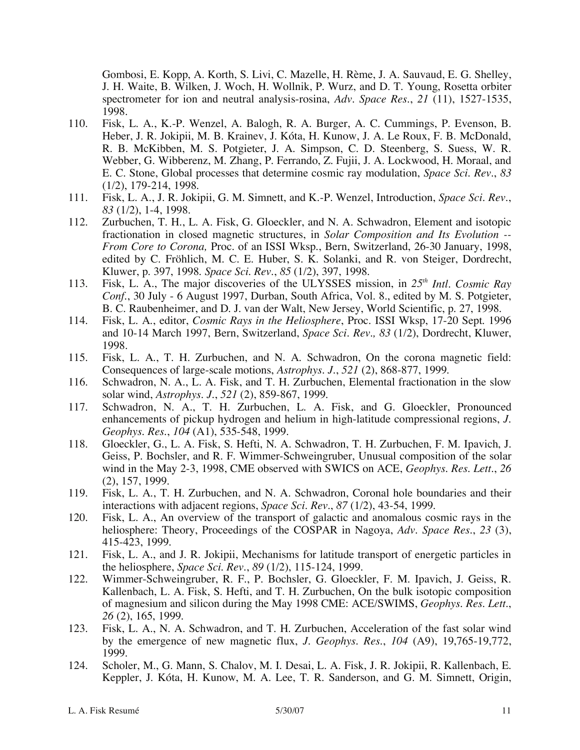Gombosi, E. Kopp, A. Korth, S. Livi, C. Mazelle, H. Rème, J. A. Sauvaud, E. G. Shelley, J. H. Waite, B. Wilken, J. Woch, H. Wollnik, P. Wurz, and D. T. Young, Rosetta orbiter spectrometer for ion and neutral analysis-rosina, *Adv. Space Res.*, *21* (11), 1527-1535, 1998.

110. Fisk, L. A., K.-P. Wenzel, A. Balogh, R. A. Burger, A. C. Cummings, P. Evenson, B. Heber, J. R. Jokipii, M. B. Krainev, J. Kóta, H. Kunow, J. A. Le Roux, F. B. McDonald, R. B. McKibben, M. S. Potgieter, J. A. Simpson, C. D. Steenberg, S. Suess, W. R. Webber, G. Wibberenz, M. Zhang, P. Ferrando, Z. Fujii, J. A. Lockwood, H. Moraal, and E. C. Stone, Global processes that determine cosmic ray modulation, *Space Sci. Rev.*, *83* (1/2), 179-214, 1998.
111. Fisk, L. A., J. R. Jokipii, G. M. Simnett, and K.-P. Wenzel, Introduction, *Space Sci. Rev.*, *83* (1/2), 1-4, 1998.
112. Zurbuchen, T. H., L. A. Fisk, G. Gloeckler, and N. A. Schwadron, Element and isotopic fractionation in closed magnetic structures, in *Solar Composition and Its Evolution -- From Core to Corona,* Proc. of an ISSI Wksp., Bern, Switzerland, 26-30 January, 1998, edited by C. Fröhlich, M. C. E. Huber, S. K. Solanki, and R. von Steiger, Dordrecht, Kluwer, p. 397, 1998. *Space Sci. Rev.*, *85* (1/2), 397, 1998.
113. Fisk, L. A., The major discoveries of the ULYSSES mission, in *25th Intl. Cosmic Ray Conf.*, 30 July - 6 August 1997, Durban, South Africa, Vol. 8., edited by M. S. Potgieter, B. C. Raubenheimer, and D. J. van der Walt, New Jersey, World Scientific, p. 27, 1998.
114. Fisk, L. A., editor, *Cosmic Rays in the Heliosphere*, Proc. ISSI Wksp, 17-20 Sept. 1996 and 10-14 March 1997, Bern, Switzerland, *Space Sci. Rev., 83* (1/2), Dordrecht, Kluwer, 1998.
115. Fisk, L. A., T. H. Zurbuchen, and N. A. Schwadron, On the corona magnetic field: Consequences of large-scale motions, *Astrophys. J.*, *521* (2), 868-877, 1999.
116. Schwadron, N. A., L. A. Fisk, and T. H. Zurbuchen, Elemental fractionation in the slow solar wind, *Astrophys. J.*, *521* (2), 859-867, 1999.
117. Schwadron, N. A., T. H. Zurbuchen, L. A. Fisk, and G. Gloeckler, Pronounced enhancements of pickup hydrogen and helium in high-latitude compressional regions, *J. Geophys. Res.*, *104* (A1), 535-548, 1999.
118. Gloeckler, G., L. A. Fisk, S. Hefti, N. A. Schwadron, T. H. Zurbuchen, F. M. Ipavich, J. Geiss, P. Bochsler, and R. F. Wimmer-Schweingruber, Unusual composition of the solar wind in the May 2-3, 1998, CME observed with SWICS on ACE, *Geophys. Res. Lett.*, *26* (2), 157, 1999.
119. Fisk, L. A., T. H. Zurbuchen, and N. A. Schwadron, Coronal hole boundaries and their interactions with adjacent regions, *Space Sci. Rev.*, *87* (1/2), 43-54, 1999.
120. Fisk, L. A., An overview of the transport of galactic and anomalous cosmic rays in the heliosphere: Theory, Proceedings of the COSPAR in Nagoya, *Adv. Space Res.*, *23* (3), 415-423, 1999.
121. Fisk, L. A., and J. R. Jokipii, Mechanisms for latitude transport of energetic particles in the heliosphere, *Space Sci. Rev.*, *89* (1/2), 115-124, 1999.
122. Wimmer-Schweingruber, R. F., P. Bochsler, G. Gloeckler, F. M. Ipavich, J. Geiss, R. Kallenbach, L. A. Fisk, S. Hefti, and T. H. Zurbuchen, On the bulk isotopic composition of magnesium and silicon during the May 1998 CME: ACE/SWIMS, *Geophys. Res. Lett.*, *26* (2), 165, 1999.
123. Fisk, L. A., N. A. Schwadron, and T. H. Zurbuchen, Acceleration of the fast solar wind by the emergence of new magnetic flux, *J. Geophys. Res.*, *104* (A9), 19,765-19,772, 1999.
124. Scholer, M., G. Mann, S. Chalov, M. I. Desai, L. A. Fisk, J. R. Jokipii, R. Kallenbach, E. Keppler, J. Kóta, H. Kunow, M. A. Lee, T. R. Sanderson, and G. M. Simnett, Origin,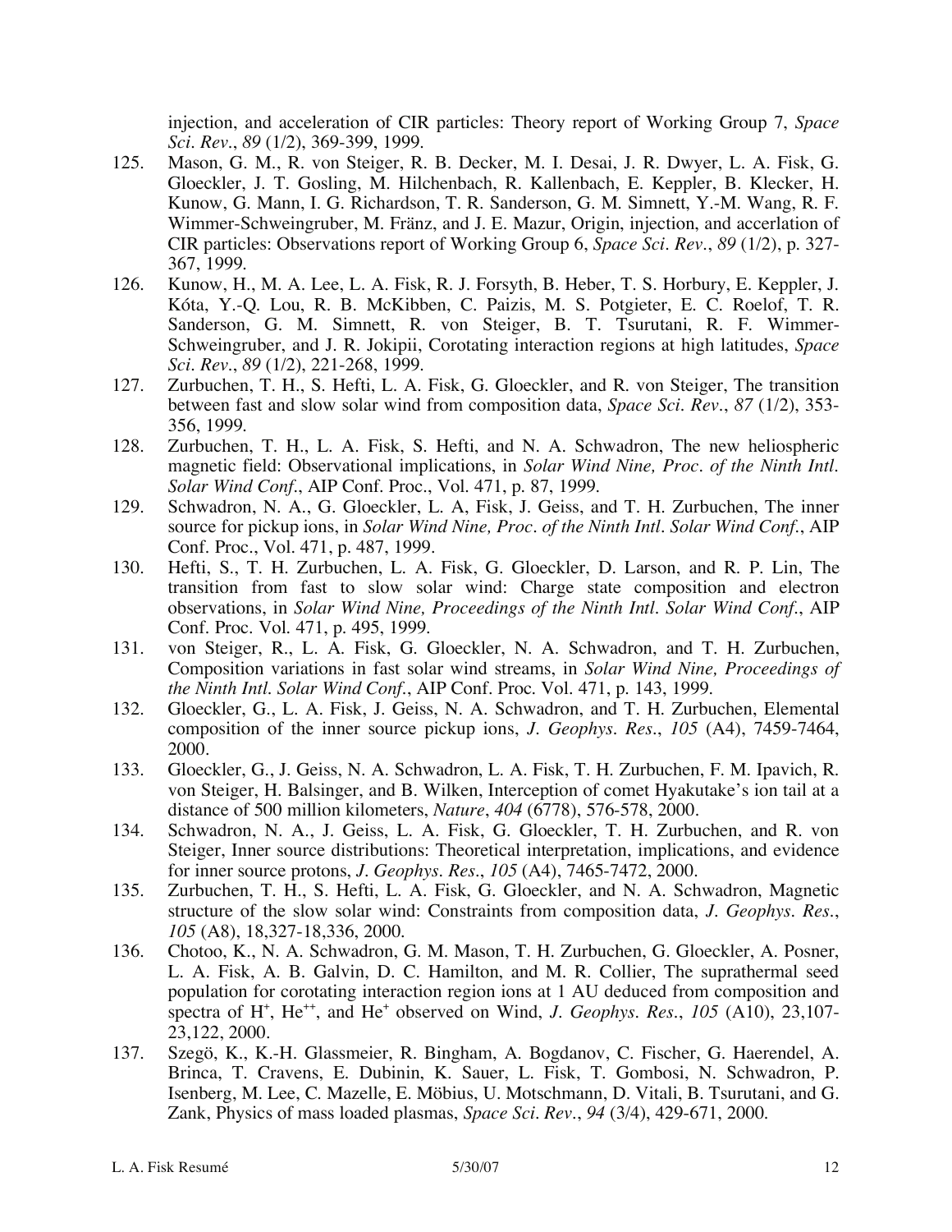injection, and acceleration of CIR particles: Theory report of Working Group 7, *Space Sci. Rev.*, *89* (1/2), 369-399, 1999.

125. Mason, G. M., R. von Steiger, R. B. Decker, M. I. Desai, J. R. Dwyer, L. A. Fisk, G. Gloeckler, J. T. Gosling, M. Hilchenbach, R. Kallenbach, E. Keppler, B. Klecker, H. Kunow, G. Mann, I. G. Richardson, T. R. Sanderson, G. M. Simnett, Y.-M. Wang, R. F. Wimmer-Schweingruber, M. Fränz, and J. E. Mazur, Origin, injection, and accerlation of CIR particles: Observations report of Working Group 6, *Space Sci. Rev.*, *89* (1/2), p. 327-367, 1999.
126. Kunow, H., M. A. Lee, L. A. Fisk, R. J. Forsyth, B. Heber, T. S. Horbury, E. Keppler, J. Kóta, Y.-Q. Lou, R. B. McKibben, C. Paizis, M. S. Potgieter, E. C. Roelof, T. R. Sanderson, G. M. Simnett, R. von Steiger, B. T. Tsurutani, R. F. Wimmer-Schweingruber, and J. R. Jokipii, Corotating interaction regions at high latitudes, *Space Sci. Rev.*, *89* (1/2), 221-268, 1999.
127. Zurbuchen, T. H., S. Hefti, L. A. Fisk, G. Gloeckler, and R. von Steiger, The transition between fast and slow solar wind from composition data, *Space Sci. Rev.*, *87* (1/2), 353-356, 1999.
128. Zurbuchen, T. H., L. A. Fisk, S. Hefti, and N. A. Schwadron, The new heliospheric magnetic field: Observational implications, in *Solar Wind Nine, Proc. of the Ninth Intl. Solar Wind Conf.*, AIP Conf. Proc., Vol. 471, p. 87, 1999.
129. Schwadron, N. A., G. Gloeckler, L. A, Fisk, J. Geiss, and T. H. Zurbuchen, The inner source for pickup ions, in *Solar Wind Nine, Proc. of the Ninth Intl. Solar Wind Conf.*, AIP Conf. Proc., Vol. 471, p. 487, 1999.
130. Hefti, S., T. H. Zurbuchen, L. A. Fisk, G. Gloeckler, D. Larson, and R. P. Lin, The transition from fast to slow solar wind: Charge state composition and electron observations, in *Solar Wind Nine, Proceedings of the Ninth Intl. Solar Wind Conf.*, AIP Conf. Proc. Vol. 471, p. 495, 1999.
131. von Steiger, R., L. A. Fisk, G. Gloeckler, N. A. Schwadron, and T. H. Zurbuchen, Composition variations in fast solar wind streams, in *Solar Wind Nine, Proceedings of the Ninth Intl. Solar Wind Conf.*, AIP Conf. Proc. Vol. 471, p. 143, 1999.
132. Gloeckler, G., L. A. Fisk, J. Geiss, N. A. Schwadron, and T. H. Zurbuchen, Elemental composition of the inner source pickup ions, *J. Geophys. Res.*, *105* (A4), 7459-7464, 2000.
133. Gloeckler, G., J. Geiss, N. A. Schwadron, L. A. Fisk, T. H. Zurbuchen, F. M. Ipavich, R. von Steiger, H. Balsinger, and B. Wilken, Interception of comet Hyakutake's ion tail at a distance of 500 million kilometers, *Nature*, *404* (6778), 576-578, 2000.
134. Schwadron, N. A., J. Geiss, L. A. Fisk, G. Gloeckler, T. H. Zurbuchen, and R. von Steiger, Inner source distributions: Theoretical interpretation, implications, and evidence for inner source protons, *J. Geophys. Res.*, *105* (A4), 7465-7472, 2000.
135. Zurbuchen, T. H., S. Hefti, L. A. Fisk, G. Gloeckler, and N. A. Schwadron, Magnetic structure of the slow solar wind: Constraints from composition data, *J. Geophys. Res.*, *105* (A8), 18,327-18,336, 2000.
136. Chotoo, K., N. A. Schwadron, G. M. Mason, T. H. Zurbuchen, G. Gloeckler, A. Posner, L. A. Fisk, A. B. Galvin, D. C. Hamilton, and M. R. Collier, The suprathermal seed population for corotating interaction region ions at 1 AU deduced from composition and spectra of $H^+$, $He^{++}$, and $He^+$ observed on Wind, *J. Geophys. Res.*, *105* (A10), 23,107-23,122, 2000.
137. Szegö, K., K.-H. Glassmeier, R. Bingham, A. Bogdanov, C. Fischer, G. Haerendel, A. Brinca, T. Cravens, E. Dubinin, K. Sauer, L. Fisk, T. Gombosi, N. Schwadron, P. Isenberg, M. Lee, C. Mazelle, E. Möbius, U. Motschmann, D. Vitali, B. Tsurutani, and G. Zank, Physics of mass loaded plasmas, *Space Sci. Rev.*, *94* (3/4), 429-671, 2000.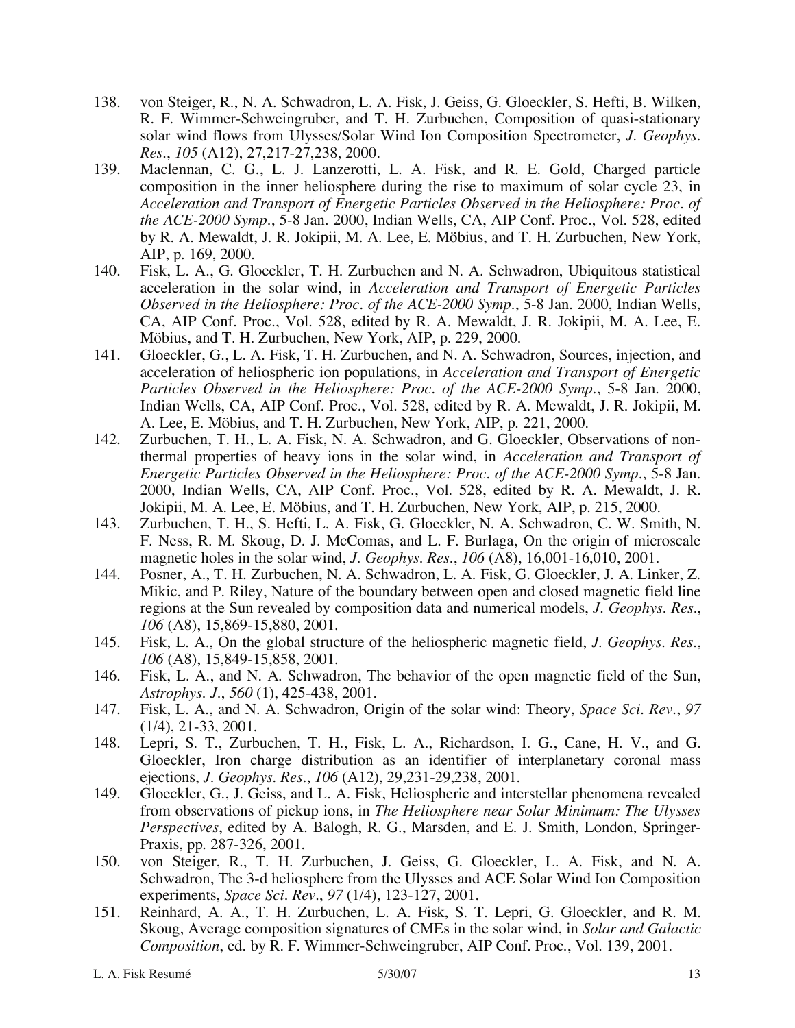138. von Steiger, R., N. A. Schwadron, L. A. Fisk, J. Geiss, G. Gloeckler, S. Hefti, B. Wilken, R. F. Wimmer-Schweingruber, and T. H. Zurbuchen, Composition of quasi-stationary solar wind flows from Ulysses/Solar Wind Ion Composition Spectrometer, *J. Geophys. Res.*, *105* (A12), 27,217-27,238, 2000.
139. Maclennan, C. G., L. J. Lanzerotti, L. A. Fisk, and R. E. Gold, Charged particle composition in the inner heliosphere during the rise to maximum of solar cycle 23, in *Acceleration and Transport of Energetic Particles Observed in the Heliosphere: Proc. of the ACE-2000 Symp.*, 5-8 Jan. 2000, Indian Wells, CA, AIP Conf. Proc., Vol. 528, edited by R. A. Mewaldt, J. R. Jokipii, M. A. Lee, E. Möbius, and T. H. Zurbuchen, New York, AIP, p. 169, 2000.
140. Fisk, L. A., G. Gloeckler, T. H. Zurbuchen and N. A. Schwadron, Ubiquitous statistical acceleration in the solar wind, in *Acceleration and Transport of Energetic Particles Observed in the Heliosphere: Proc. of the ACE-2000 Symp.*, 5-8 Jan. 2000, Indian Wells, CA, AIP Conf. Proc., Vol. 528, edited by R. A. Mewaldt, J. R. Jokipii, M. A. Lee, E. Möbius, and T. H. Zurbuchen, New York, AIP, p. 229, 2000.
141. Gloeckler, G., L. A. Fisk, T. H. Zurbuchen, and N. A. Schwadron, Sources, injection, and acceleration of heliospheric ion populations, in *Acceleration and Transport of Energetic Particles Observed in the Heliosphere: Proc. of the ACE-2000 Symp.*, 5-8 Jan. 2000, Indian Wells, CA, AIP Conf. Proc., Vol. 528, edited by R. A. Mewaldt, J. R. Jokipii, M. A. Lee, E. Möbius, and T. H. Zurbuchen, New York, AIP, p. 221, 2000.
142. Zurbuchen, T. H., L. A. Fisk, N. A. Schwadron, and G. Gloeckler, Observations of non-thermal properties of heavy ions in the solar wind, in *Acceleration and Transport of Energetic Particles Observed in the Heliosphere: Proc. of the ACE-2000 Symp.*, 5-8 Jan. 2000, Indian Wells, CA, AIP Conf. Proc., Vol. 528, edited by R. A. Mewaldt, J. R. Jokipii, M. A. Lee, E. Möbius, and T. H. Zurbuchen, New York, AIP, p. 215, 2000.
143. Zurbuchen, T. H., S. Hefti, L. A. Fisk, G. Gloeckler, N. A. Schwadron, C. W. Smith, N. F. Ness, R. M. Skoug, D. J. McComas, and L. F. Burlaga, On the origin of microscale magnetic holes in the solar wind, *J. Geophys. Res.*, *106* (A8), 16,001-16,010, 2001.
144. Posner, A., T. H. Zurbuchen, N. A. Schwadron, L. A. Fisk, G. Gloeckler, J. A. Linker, Z. Mikic, and P. Riley, Nature of the boundary between open and closed magnetic field line regions at the Sun revealed by composition data and numerical models, *J. Geophys. Res.*, *106* (A8), 15,869-15,880, 2001.
145. Fisk, L. A., On the global structure of the heliospheric magnetic field, *J. Geophys. Res.*, *106* (A8), 15,849-15,858, 2001.
146. Fisk, L. A., and N. A. Schwadron, The behavior of the open magnetic field of the Sun, *Astrophys. J.*, *560* (1), 425-438, 2001.
147. Fisk, L. A., and N. A. Schwadron, Origin of the solar wind: Theory, *Space Sci. Rev.*, *97* (1/4), 21-33, 2001.
148. Lepri, S. T., Zurbuchen, T. H., Fisk, L. A., Richardson, I. G., Cane, H. V., and G. Gloeckler, Iron charge distribution as an identifier of interplanetary coronal mass ejections, *J. Geophys. Res.*, *106* (A12), 29,231-29,238, 2001.
149. Gloeckler, G., J. Geiss, and L. A. Fisk, Heliospheric and interstellar phenomena revealed from observations of pickup ions, in *The Heliosphere near Solar Minimum: The Ulysses Perspectives*, edited by A. Balogh, R. G., Marsden, and E. J. Smith, London, Springer-Praxis, pp. 287-326, 2001.
150. von Steiger, R., T. H. Zurbuchen, J. Geiss, G. Gloeckler, L. A. Fisk, and N. A. Schwadron, The 3-d heliosphere from the Ulysses and ACE Solar Wind Ion Composition experiments, *Space Sci. Rev.*, *97* (1/4), 123-127, 2001.
151. Reinhard, A. A., T. H. Zurbuchen, L. A. Fisk, S. T. Lepri, G. Gloeckler, and R. M. Skoug, Average composition signatures of CMEs in the solar wind, in *Solar and Galactic Composition*, ed. by R. F. Wimmer-Schweingruber, AIP Conf. Proc., Vol. 139, 2001.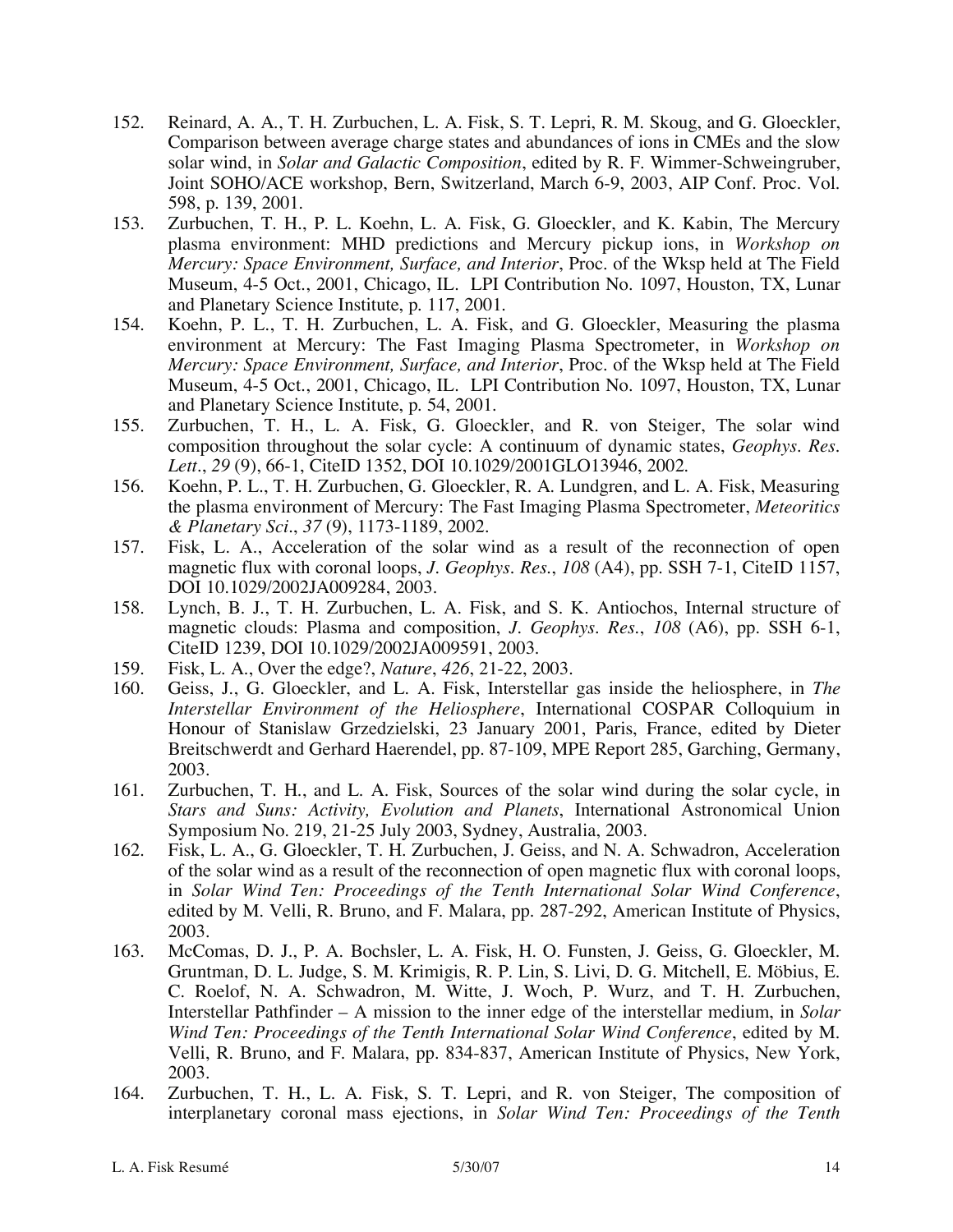152. Reinard, A. A., T. H. Zurbuchen, L. A. Fisk, S. T. Lepri, R. M. Skoug, and G. Gloeckler, Comparison between average charge states and abundances of ions in CMEs and the slow solar wind, in *Solar and Galactic Composition*, edited by R. F. Wimmer-Schweingruber, Joint SOHO/ACE workshop, Bern, Switzerland, March 6-9, 2003, AIP Conf. Proc. Vol. 598, p. 139, 2001.
153. Zurbuchen, T. H., P. L. Koehn, L. A. Fisk, G. Gloeckler, and K. Kabin, The Mercury plasma environment: MHD predictions and Mercury pickup ions, in *Workshop on Mercury: Space Environment, Surface, and Interior*, Proc. of the Wksp held at The Field Museum, 4-5 Oct., 2001, Chicago, IL. LPI Contribution No. 1097, Houston, TX, Lunar and Planetary Science Institute, p. 117, 2001.
154. Koehn, P. L., T. H. Zurbuchen, L. A. Fisk, and G. Gloeckler, Measuring the plasma environment at Mercury: The Fast Imaging Plasma Spectrometer, in *Workshop on Mercury: Space Environment, Surface, and Interior*, Proc. of the Wksp held at The Field Museum, 4-5 Oct., 2001, Chicago, IL. LPI Contribution No. 1097, Houston, TX, Lunar and Planetary Science Institute, p. 54, 2001.
155. Zurbuchen, T. H., L. A. Fisk, G. Gloeckler, and R. von Steiger, The solar wind composition throughout the solar cycle: A continuum of dynamic states, *Geophys. Res. Lett.*, *29* (9), 66-1, CiteID 1352, DOI 10.1029/2001GLO13946, 2002.
156. Koehn, P. L., T. H. Zurbuchen, G. Gloeckler, R. A. Lundgren, and L. A. Fisk, Measuring the plasma environment of Mercury: The Fast Imaging Plasma Spectrometer, *Meteoritics & Planetary Sci.*, *37* (9), 1173-1189, 2002.
157. Fisk, L. A., Acceleration of the solar wind as a result of the reconnection of open magnetic flux with coronal loops, *J. Geophys. Res.*, *108* (A4), pp. SSH 7-1, CiteID 1157, DOI 10.1029/2002JA009284, 2003.
158. Lynch, B. J., T. H. Zurbuchen, L. A. Fisk, and S. K. Antiochos, Internal structure of magnetic clouds: Plasma and composition, *J. Geophys. Res.*, *108* (A6), pp. SSH 6-1, CiteID 1239, DOI 10.1029/2002JA009591, 2003.
159. Fisk, L. A., Over the edge?, *Nature*, *426*, 21-22, 2003.
160. Geiss, J., G. Gloeckler, and L. A. Fisk, Interstellar gas inside the heliosphere, in *The Interstellar Environment of the Heliosphere*, International COSPAR Colloquium in Honour of Stanislaw Grzedzielski, 23 January 2001, Paris, France, edited by Dieter Breitschwerdt and Gerhard Haerendel, pp. 87-109, MPE Report 285, Garching, Germany, 2003.
161. Zurbuchen, T. H., and L. A. Fisk, Sources of the solar wind during the solar cycle, in *Stars and Suns: Activity, Evolution and Planets*, International Astronomical Union Symposium No. 219, 21-25 July 2003, Sydney, Australia, 2003.
162. Fisk, L. A., G. Gloeckler, T. H. Zurbuchen, J. Geiss, and N. A. Schwadron, Acceleration of the solar wind as a result of the reconnection of open magnetic flux with coronal loops, in *Solar Wind Ten: Proceedings of the Tenth International Solar Wind Conference*, edited by M. Velli, R. Bruno, and F. Malara, pp. 287-292, American Institute of Physics, 2003.
163. McComas, D. J., P. A. Bochsler, L. A. Fisk, H. O. Funsten, J. Geiss, G. Gloeckler, M. Gruntman, D. L. Judge, S. M. Krimigis, R. P. Lin, S. Livi, D. G. Mitchell, E. Möbius, E. C. Roelof, N. A. Schwadron, M. Witte, J. Woch, P. Wurz, and T. H. Zurbuchen, Interstellar Pathfinder – A mission to the inner edge of the interstellar medium, in *Solar Wind Ten: Proceedings of the Tenth International Solar Wind Conference*, edited by M. Velli, R. Bruno, and F. Malara, pp. 834-837, American Institute of Physics, New York, 2003.
164. Zurbuchen, T. H., L. A. Fisk, S. T. Lepri, and R. von Steiger, The composition of interplanetary coronal mass ejections, in *Solar Wind Ten: Proceedings of the Tenth*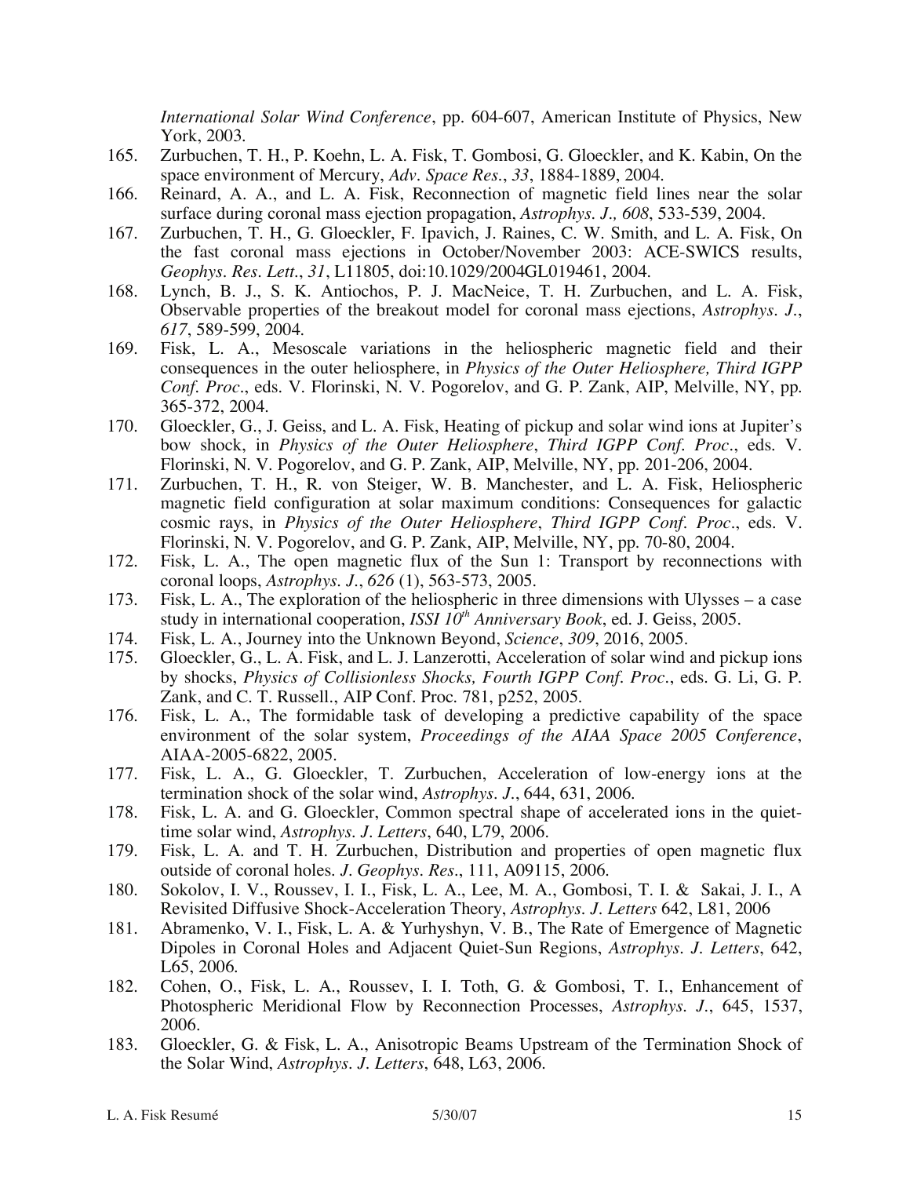*International Solar Wind Conference*, pp. 604-607, American Institute of Physics, New York, 2003.

165. Zurbuchen, T. H., P. Koehn, L. A. Fisk, T. Gombosi, G. Gloeckler, and K. Kabin, On the space environment of Mercury, *Adv. Space Res.*, *33*, 1884-1889, 2004.
166. Reinard, A. A., and L. A. Fisk, Reconnection of magnetic field lines near the solar surface during coronal mass ejection propagation, *Astrophys. J., 608*, 533-539, 2004.
167. Zurbuchen, T. H., G. Gloeckler, F. Ipavich, J. Raines, C. W. Smith, and L. A. Fisk, On the fast coronal mass ejections in October/November 2003: ACE-SWICS results, *Geophys. Res. Lett.*, *31*, L11805, doi:10.1029/2004GL019461, 2004.
168. Lynch, B. J., S. K. Antiochos, P. J. MacNeice, T. H. Zurbuchen, and L. A. Fisk, Observable properties of the breakout model for coronal mass ejections, *Astrophys. J.*, *617*, 589-599, 2004.
169. Fisk, L. A., Mesoscale variations in the heliospheric magnetic field and their consequences in the outer heliosphere, in *Physics of the Outer Heliosphere, Third IGPP Conf. Proc.*, eds. V. Florinski, N. V. Pogorelov, and G. P. Zank, AIP, Melville, NY, pp. 365-372, 2004.
170. Gloeckler, G., J. Geiss, and L. A. Fisk, Heating of pickup and solar wind ions at Jupiter's bow shock, in *Physics of the Outer Heliosphere*, *Third IGPP Conf. Proc.*, eds. V. Florinski, N. V. Pogorelov, and G. P. Zank, AIP, Melville, NY, pp. 201-206, 2004.
171. Zurbuchen, T. H., R. von Steiger, W. B. Manchester, and L. A. Fisk, Heliospheric magnetic field configuration at solar maximum conditions: Consequences for galactic cosmic rays, in *Physics of the Outer Heliosphere*, *Third IGPP Conf. Proc.*, eds. V. Florinski, N. V. Pogorelov, and G. P. Zank, AIP, Melville, NY, pp. 70-80, 2004.
172. Fisk, L. A., The open magnetic flux of the Sun 1: Transport by reconnections with coronal loops, *Astrophys. J.*, *626* (1), 563-573, 2005.
173. Fisk, L. A., The exploration of the heliospheric in three dimensions with Ulysses – a case study in international cooperation, *ISSI 10th Anniversary Book*, ed. J. Geiss, 2005.
174. Fisk, L. A., Journey into the Unknown Beyond, *Science*, *309*, 2016, 2005.
175. Gloeckler, G., L. A. Fisk, and L. J. Lanzerotti, Acceleration of solar wind and pickup ions by shocks, *Physics of Collisionless Shocks, Fourth IGPP Conf. Proc.*, eds. G. Li, G. P. Zank, and C. T. Russell., AIP Conf. Proc. 781, p252, 2005.
176. Fisk, L. A., The formidable task of developing a predictive capability of the space environment of the solar system, *Proceedings of the AIAA Space 2005 Conference*, AIAA-2005-6822, 2005.
177. Fisk, L. A., G. Gloeckler, T. Zurbuchen, Acceleration of low-energy ions at the termination shock of the solar wind, *Astrophys. J.*, 644, 631, 2006.
178. Fisk, L. A. and G. Gloeckler, Common spectral shape of accelerated ions in the quiet-time solar wind, *Astrophys. J. Letters*, 640, L79, 2006.
179. Fisk, L. A. and T. H. Zurbuchen, Distribution and properties of open magnetic flux outside of coronal holes. *J. Geophys. Res.*, 111, A09115, 2006.
180. Sokolov, I. V., Roussev, I. I., Fisk, L. A., Lee, M. A., Gombosi, T. I. & Sakai, J. I., A Revisited Diffusive Shock-Acceleration Theory, *Astrophys. J. Letters* 642, L81, 2006
181. Abramenko, V. I., Fisk, L. A. & Yurhyshyn, V. B., The Rate of Emergence of Magnetic Dipoles in Coronal Holes and Adjacent Quiet-Sun Regions, *Astrophys. J. Letters*, 642, L65, 2006.
182. Cohen, O., Fisk, L. A., Roussev, I. I. Toth, G. & Gombosi, T. I., Enhancement of Photospheric Meridional Flow by Reconnection Processes, *Astrophys. J.*, 645, 1537, 2006.
183. Gloeckler, G. & Fisk, L. A., Anisotropic Beams Upstream of the Termination Shock of the Solar Wind, *Astrophys. J. Letters*, 648, L63, 2006.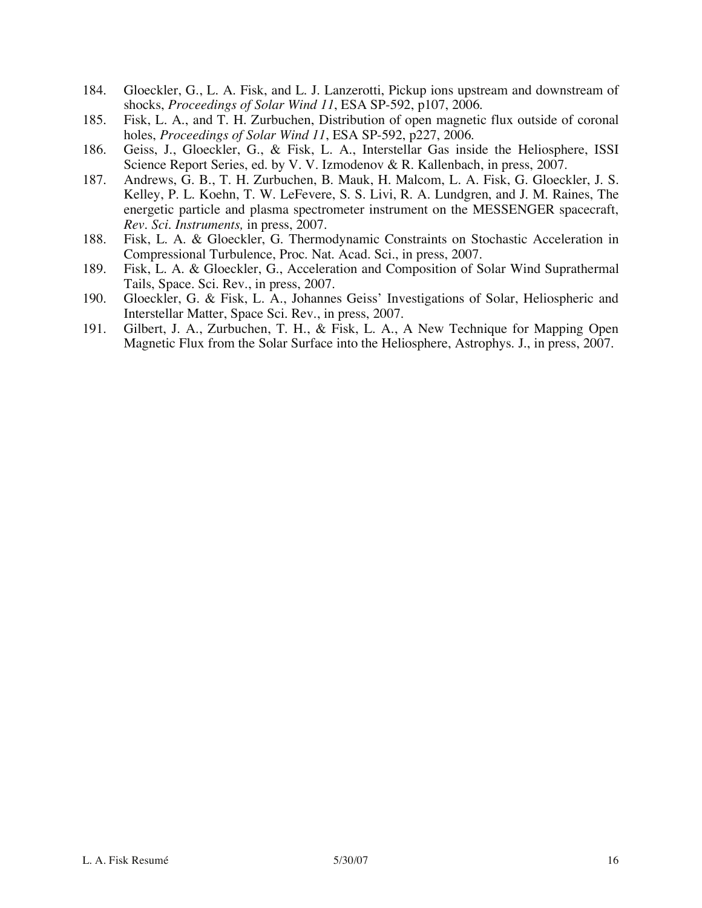184. Gloeckler, G., L. A. Fisk, and L. J. Lanzerotti, Pickup ions upstream and downstream of shocks, *Proceedings of Solar Wind 11*, ESA SP-592, p107, 2006.
185. Fisk, L. A., and T. H. Zurbuchen, Distribution of open magnetic flux outside of coronal holes, *Proceedings of Solar Wind 11*, ESA SP-592, p227, 2006.
186. Geiss, J., Gloeckler, G., & Fisk, L. A., Interstellar Gas inside the Heliosphere, ISSI Science Report Series, ed. by V. V. Izmodenov & R. Kallenbach, in press, 2007.
187. Andrews, G. B., T. H. Zurbuchen, B. Mauk, H. Malcom, L. A. Fisk, G. Gloeckler, J. S. Kelley, P. L. Koehn, T. W. LeFevere, S. S. Livi, R. A. Lundgren, and J. M. Raines, The energetic particle and plasma spectrometer instrument on the MESSENGER spacecraft, *Rev. Sci. Instruments,* in press, 2007.
188. Fisk, L. A. & Gloeckler, G. Thermodynamic Constraints on Stochastic Acceleration in Compressional Turbulence, Proc. Nat. Acad. Sci., in press, 2007.
189. Fisk, L. A. & Gloeckler, G., Acceleration and Composition of Solar Wind Suprathermal Tails, Space. Sci. Rev., in press, 2007.
190. Gloeckler, G. & Fisk, L. A., Johannes Geiss' Investigations of Solar, Heliospheric and Interstellar Matter, Space Sci. Rev., in press, 2007.
191. Gilbert, J. A., Zurbuchen, T. H., & Fisk, L. A., A New Technique for Mapping Open Magnetic Flux from the Solar Surface into the Heliosphere, Astrophys. J., in press, 2007.